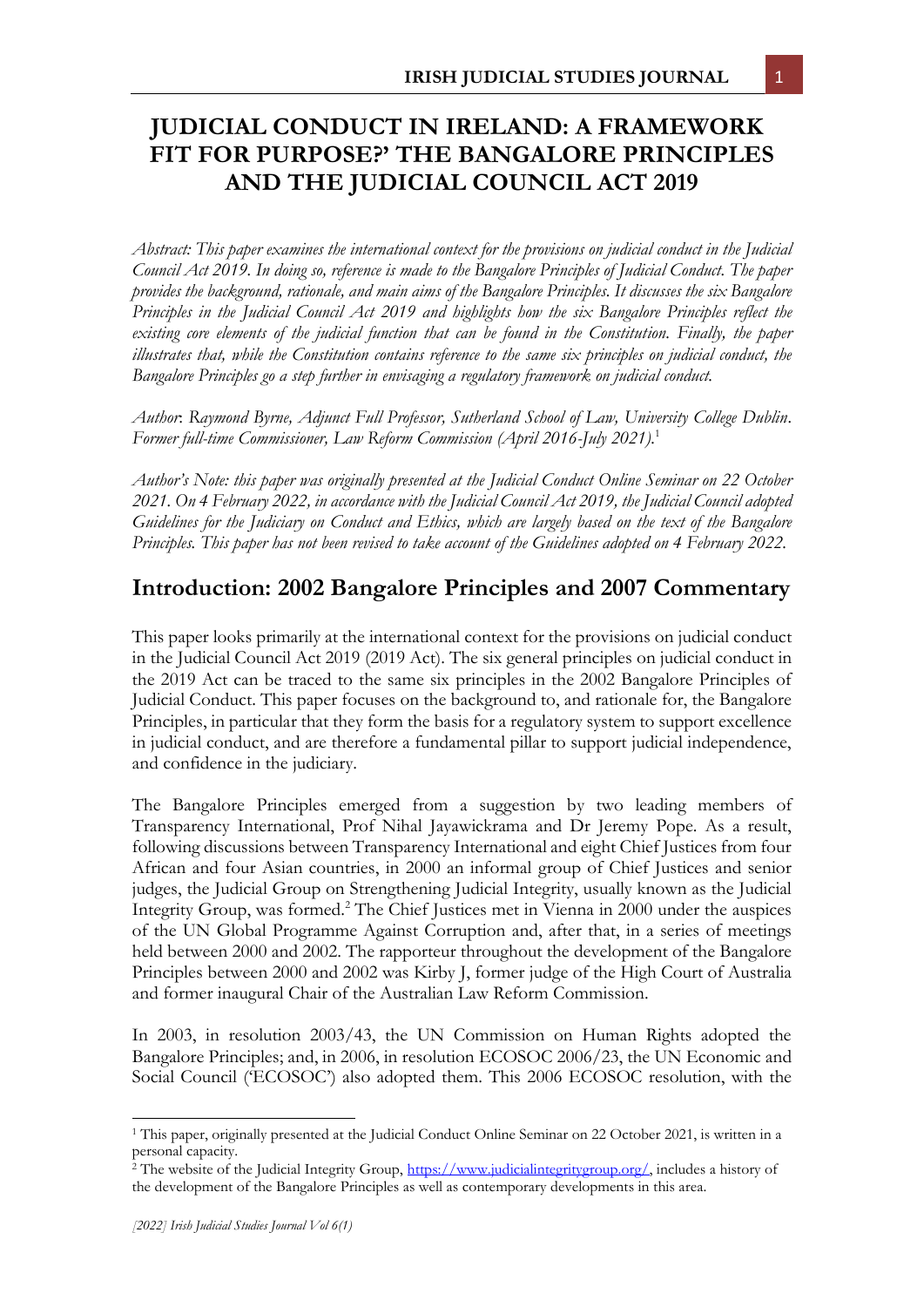# JUDICIAL CONDUCT IN IRELAND: A FRAMEWORK FIT FOR PURPOSE?' THE BANGALORE PRINCIPLES AND THE JUDICIAL COUNCIL ACT 2019

*Abstract: This paper examines the international context for the provisions on judicial conduct in the Judicial Council Act 2019. In doing so, reference is made to the Bangalore Principles of Judicial Conduct. The paper provides the background, rationale, and main aims of the Bangalore Principles. It discusses the six Bangalore Principles in the Judicial Council Act 2019 and highlights how the six Bangalore Principles reflect the existing core elements of the judicial function that can be found in the Constitution. Finally, the paper illustrates that, while the Constitution contains reference to the same six principles on judicial conduct, the Bangalore Principles go a step further in envisaging a regulatory framework on judicial conduct.*

*Author: Raymond Byrne, Adjunct Full Professor, Sutherland School of Law, University College Dublin. Former full-time Commissioner, Law Reform Commission (April 2016-July 2021).*[1]

*Author's Note: this paper was originally presented at the Judicial Conduct Online Seminar on 22 October 2021. On 4 February 2022, in accordance with the Judicial Council Act 2019, the Judicial Council adopted Guidelines for the Judiciary on Conduct and Ethics, which are largely based on the text of the Bangalore Principles. This paper has not been revised to take account of the Guidelines adopted on 4 February 2022.*

## Introduction: 2002 Bangalore Principles and 2007 Commentary

This paper looks primarily at the international context for the provisions on judicial conduct in the Judicial Council Act 2019 (2019 Act). The six general principles on judicial conduct in the 2019 Act can be traced to the same six principles in the 2002 Bangalore Principles of Judicial Conduct. This paper focuses on the background to, and rationale for, the Bangalore Principles, in particular that they form the basis for a regulatory system to support excellence in judicial conduct, and are therefore a fundamental pillar to support judicial independence, and confidence in the judiciary.

The Bangalore Principles emerged from a suggestion by two leading members of Transparency International, Prof Nihal Jayawickrama and Dr Jeremy Pope. As a result, following discussions between Transparency International and eight Chief Justices from four African and four Asian countries, in 2000 an informal group of Chief Justices and senior judges, the Judicial Group on Strengthening Judicial Integrity, usually known as the Judicial Integrity Group, was formed.[2] The Chief Justices met in Vienna in 2000 under the auspices of the UN Global Programme Against Corruption and, after that, in a series of meetings held between 2000 and 2002. The rapporteur throughout the development of the Bangalore Principles between 2000 and 2002 was Kirby J, former judge of the High Court of Australia and former inaugural Chair of the Australian Law Reform Commission.

In 2003, in resolution 2003/43, the UN Commission on Human Rights adopted the Bangalore Principles; and, in 2006, in resolution ECOSOC 2006/23, the UN Economic and Social Council ('ECOSOC') also adopted them. This 2006 ECOSOC resolution, with the

---

[1] This paper, originally presented at the Judicial Conduct Online Seminar on 22 October 2021, is written in a personal capacity.

[2] The website of the Judicial Integrity Group, https://www.judicialintegritygroup.org/, includes a history of the development of the Bangalore Principles as well as contemporary developments in this area.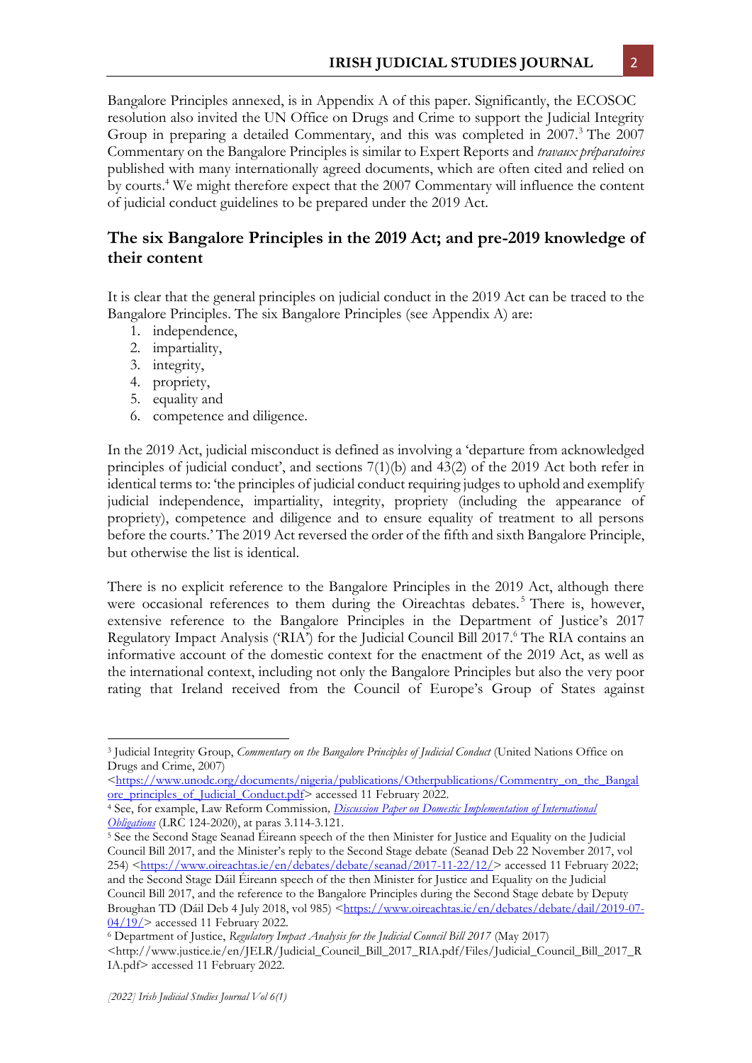Bangalore Principles annexed, is in Appendix A of this paper. Significantly, the ECOSOC resolution also invited the UN Office on Drugs and Crime to support the Judicial Integrity Group in preparing a detailed Commentary, and this was completed in 2007.[3] The 2007 Commentary on the Bangalore Principles is similar to Expert Reports and *travaux préparatoires* published with many internationally agreed documents, which are often cited and relied on by courts.[4] We might therefore expect that the 2007 Commentary will influence the content of judicial conduct guidelines to be prepared under the 2019 Act.

## The six Bangalore Principles in the 2019 Act; and pre-2019 knowledge of their content

It is clear that the general principles on judicial conduct in the 2019 Act can be traced to the Bangalore Principles. The six Bangalore Principles (see Appendix A) are:

1. independence,
2. impartiality,
3. integrity,
4. propriety,
5. equality and
6. competence and diligence.

In the 2019 Act, judicial misconduct is defined as involving a 'departure from acknowledged principles of judicial conduct', and sections 7(1)(b) and 43(2) of the 2019 Act both refer in identical terms to: 'the principles of judicial conduct requiring judges to uphold and exemplify judicial independence, impartiality, integrity, propriety (including the appearance of propriety), competence and diligence and to ensure equality of treatment to all persons before the courts.' The 2019 Act reversed the order of the fifth and sixth Bangalore Principle, but otherwise the list is identical.

There is no explicit reference to the Bangalore Principles in the 2019 Act, although there were occasional references to them during the Oireachtas debates.[5] There is, however, extensive reference to the Bangalore Principles in the Department of Justice's 2017 Regulatory Impact Analysis ('RIA') for the Judicial Council Bill 2017.[6] The RIA contains an informative account of the domestic context for the enactment of the 2019 Act, as well as the international context, including not only the Bangalore Principles but also the very poor rating that Ireland received from the Council of Europe's Group of States against

---

[3] Judicial Integrity Group, *Commentary on the Bangalore Principles of Judicial Conduct* (United Nations Office on Drugs and Crime, 2007) <https://www.unodc.org/documents/nigeria/publications/Otherpublications/Commentry_on_the_Bangalore_principles_of_Judicial_Conduct.pdf> accessed 11 February 2022.

[4] See, for example, Law Reform Commission, *Discussion Paper on Domestic Implementation of International Obligations* (LRC 124-2020), at paras 3.114-3.121.

[5] See the Second Stage Seanad Éireann speech of the then Minister for Justice and Equality on the Judicial Council Bill 2017, and the Minister's reply to the Second Stage debate (Seanad Deb 22 November 2017, vol 254) <https://www.oireachtas.ie/en/debates/debate/seanad/2017-11-22/12/> accessed 11 February 2022; and the Second Stage Dáil Éireann speech of the then Minister for Justice and Equality on the Judicial Council Bill 2017, and the reference to the Bangalore Principles during the Second Stage debate by Deputy Broughan TD (Dáil Deb 4 July 2018, vol 985) <https://www.oireachtas.ie/en/debates/debate/dail/2019-07-04/19/> accessed 11 February 2022.

[6] Department of Justice, *Regulatory Impact Analysis for the Judicial Council Bill 2017* (May 2017) <http://www.justice.ie/en/JELR/Judicial_Council_Bill_2017_RIA.pdf/Files/Judicial_Council_Bill_2017_RIA.pdf> accessed 11 February 2022.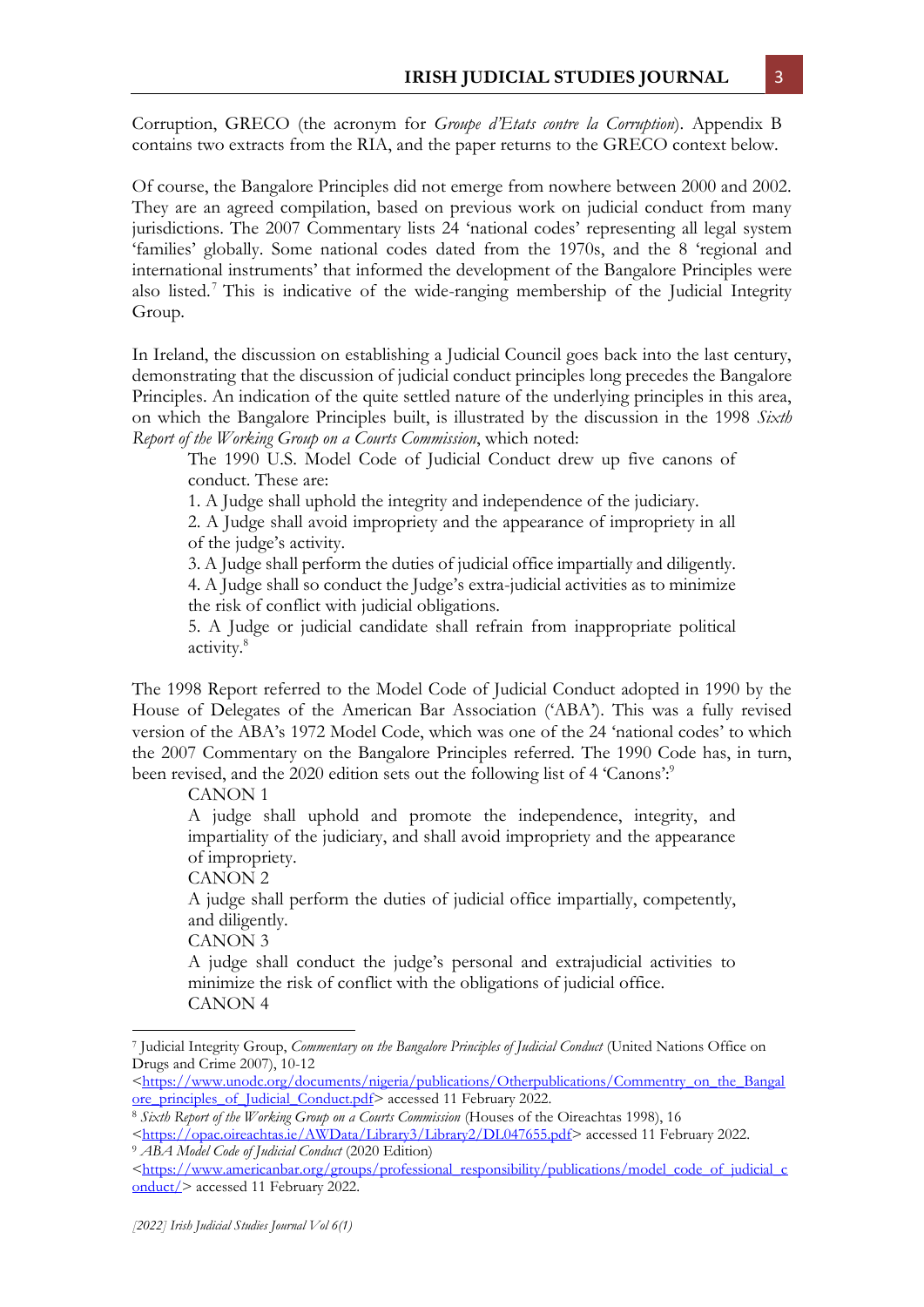Corruption, GRECO (the acronym for *Groupe d'Etats contre la Corruption*). Appendix B contains two extracts from the RIA, and the paper returns to the GRECO context below.

Of course, the Bangalore Principles did not emerge from nowhere between 2000 and 2002. They are an agreed compilation, based on previous work on judicial conduct from many jurisdictions. The 2007 Commentary lists 24 'national codes' representing all legal system 'families' globally. Some national codes dated from the 1970s, and the 8 'regional and international instruments' that informed the development of the Bangalore Principles were also listed.[7] This is indicative of the wide-ranging membership of the Judicial Integrity Group.

In Ireland, the discussion on establishing a Judicial Council goes back into the last century, demonstrating that the discussion of judicial conduct principles long precedes the Bangalore Principles. An indication of the quite settled nature of the underlying principles in this area, on which the Bangalore Principles built, is illustrated by the discussion in the 1998 *Sixth Report of the Working Group on a Courts Commission*, which noted:

> The 1990 U.S. Model Code of Judicial Conduct drew up five canons of conduct. These are:
>
> 1. A Judge shall uphold the integrity and independence of the judiciary.
> 2. A Judge shall avoid impropriety and the appearance of impropriety in all of the judge's activity.
> 3. A Judge shall perform the duties of judicial office impartially and diligently.
> 4. A Judge shall so conduct the Judge's extra-judicial activities as to minimize the risk of conflict with judicial obligations.
> 5. A Judge or judicial candidate shall refrain from inappropriate political activity.[8]

The 1998 Report referred to the Model Code of Judicial Conduct adopted in 1990 by the House of Delegates of the American Bar Association ('ABA'). This was a fully revised version of the ABA's 1972 Model Code, which was one of the 24 'national codes' to which the 2007 Commentary on the Bangalore Principles referred. The 1990 Code has, in turn, been revised, and the 2020 edition sets out the following list of 4 'Canons':[9]

> CANON 1
>
> A judge shall uphold and promote the independence, integrity, and impartiality of the judiciary, and shall avoid impropriety and the appearance of impropriety.
>
> CANON 2
>
> A judge shall perform the duties of judicial office impartially, competently, and diligently.
>
> CANON 3
>
> A judge shall conduct the judge's personal and extrajudicial activities to minimize the risk of conflict with the obligations of judicial office.
>
> CANON 4

---

[7] Judicial Integrity Group, *Commentary on the Bangalore Principles of Judicial Conduct* (United Nations Office on Drugs and Crime 2007), 10-12 <https://www.unodc.org/documents/nigeria/publications/Otherpublications/Commentry_on_the_Bangalore_principles_of_Judicial_Conduct.pdf> accessed 11 February 2022.

[8] *Sixth Report of the Working Group on a Courts Commission* (Houses of the Oireachtas 1998), 16 <https://opac.oireachtas.ie/AWData/Library3/Library2/DL047655.pdf> accessed 11 February 2022.

[9] *ABA Model Code of Judicial Conduct* (2020 Edition) <https://www.americanbar.org/groups/professional_responsibility/publications/model_code_of_judicial_conduct/> accessed 11 February 2022.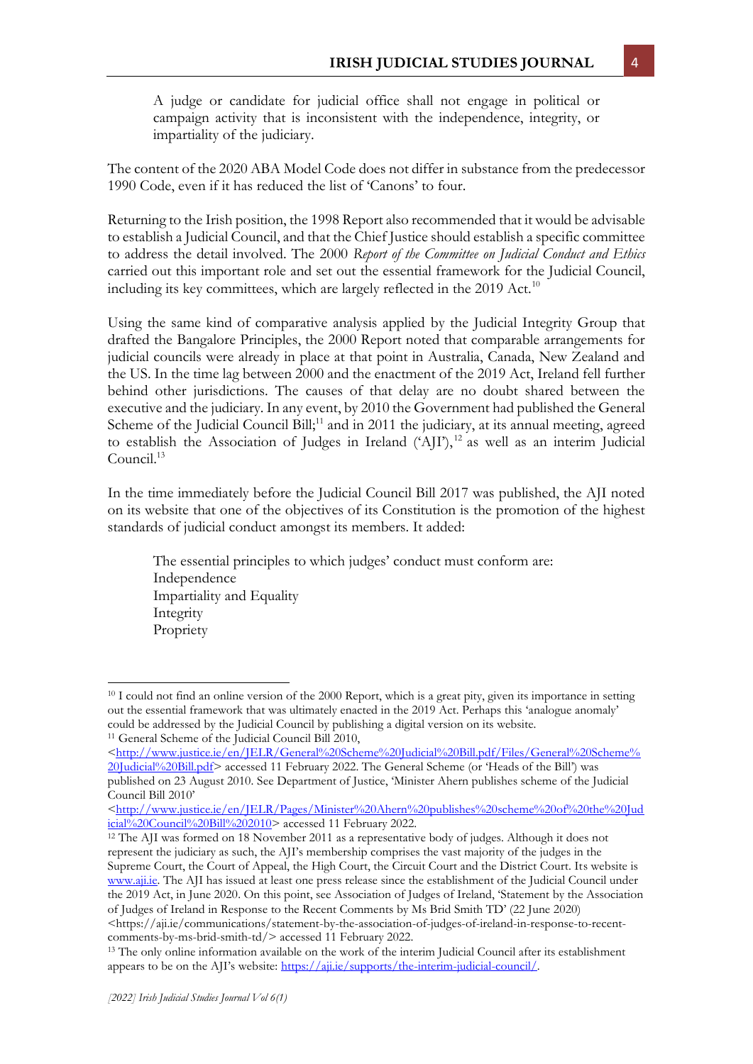> A judge or candidate for judicial office shall not engage in political or campaign activity that is inconsistent with the independence, integrity, or impartiality of the judiciary.

The content of the 2020 ABA Model Code does not differ in substance from the predecessor 1990 Code, even if it has reduced the list of 'Canons' to four.

Returning to the Irish position, the 1998 Report also recommended that it would be advisable to establish a Judicial Council, and that the Chief Justice should establish a specific committee to address the detail involved. The 2000 *Report of the Committee on Judicial Conduct and Ethics* carried out this important role and set out the essential framework for the Judicial Council, including its key committees, which are largely reflected in the 2019 Act.[10]

Using the same kind of comparative analysis applied by the Judicial Integrity Group that drafted the Bangalore Principles, the 2000 Report noted that comparable arrangements for judicial councils were already in place at that point in Australia, Canada, New Zealand and the US. In the time lag between 2000 and the enactment of the 2019 Act, Ireland fell further behind other jurisdictions. The causes of that delay are no doubt shared between the executive and the judiciary. In any event, by 2010 the Government had published the General Scheme of the Judicial Council Bill;[11] and in 2011 the judiciary, at its annual meeting, agreed to establish the Association of Judges in Ireland ('AJI'),[12] as well as an interim Judicial Council.[13]

In the time immediately before the Judicial Council Bill 2017 was published, the AJI noted on its website that one of the objectives of its Constitution is the promotion of the highest standards of judicial conduct amongst its members. It added:

> The essential principles to which judges' conduct must conform are:
> Independence
> Impartiality and Equality
> Integrity
> Propriety

---

[10] I could not find an online version of the 2000 Report, which is a great pity, given its importance in setting out the essential framework that was ultimately enacted in the 2019 Act. Perhaps this 'analogue anomaly' could be addressed by the Judicial Council by publishing a digital version on its website.

[11] General Scheme of the Judicial Council Bill 2010, <http://www.justice.ie/en/JELR/General%20Scheme%20Judicial%20Bill.pdf/Files/General%20Scheme%20Judicial%20Bill.pdf> accessed 11 February 2022. The General Scheme (or 'Heads of the Bill') was published on 23 August 2010. See Department of Justice, 'Minister Ahern publishes scheme of the Judicial Council Bill 2010' <http://www.justice.ie/en/JELR/Pages/Minister%20Ahern%20publishes%20scheme%20of%20the%20Judicial%20Council%20Bill%202010> accessed 11 February 2022.

[12] The AJI was formed on 18 November 2011 as a representative body of judges. Although it does not represent the judiciary as such, the AJI's membership comprises the vast majority of the judges in the Supreme Court, the Court of Appeal, the High Court, the Circuit Court and the District Court. Its website is www.aji.ie. The AJI has issued at least one press release since the establishment of the Judicial Council under the 2019 Act, in June 2020. On this point, see Association of Judges of Ireland, 'Statement by the Association of Judges of Ireland in Response to the Recent Comments by Ms Brid Smith TD' (22 June 2020) <https://aji.ie/communications/statement-by-the-association-of-judges-of-ireland-in-response-to-recent-comments-by-ms-brid-smith-td/> accessed 11 February 2022.

[13] The only online information available on the work of the interim Judicial Council after its establishment appears to be on the AJI's website: https://aji.ie/supports/the-interim-judicial-council/.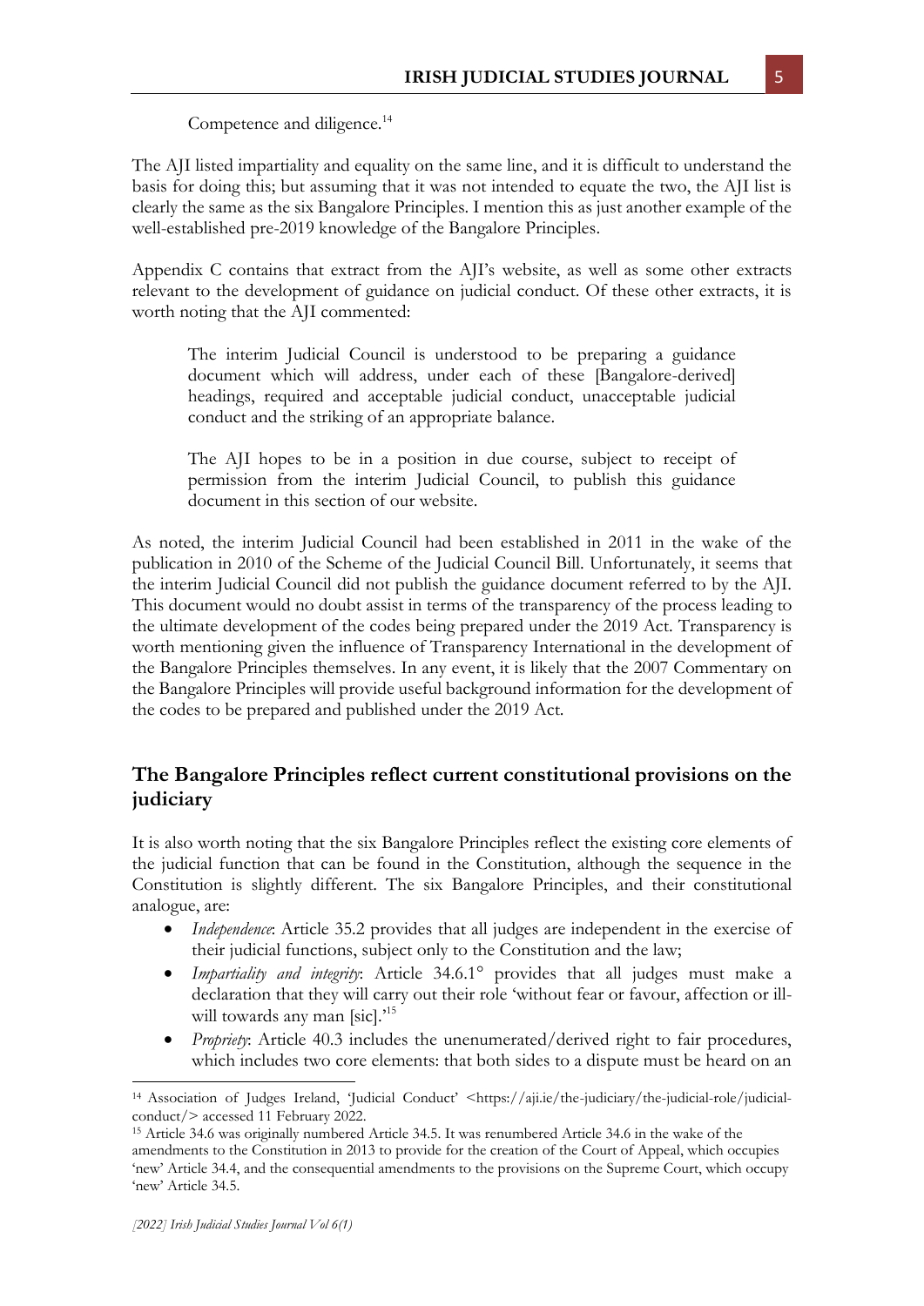Competence and diligence.[14]

The AJI listed impartiality and equality on the same line, and it is difficult to understand the basis for doing this; but assuming that it was not intended to equate the two, the AJI list is clearly the same as the six Bangalore Principles. I mention this as just another example of the well-established pre-2019 knowledge of the Bangalore Principles.

Appendix C contains that extract from the AJI's website, as well as some other extracts relevant to the development of guidance on judicial conduct. Of these other extracts, it is worth noting that the AJI commented:

> The interim Judicial Council is understood to be preparing a guidance document which will address, under each of these [Bangalore-derived] headings, required and acceptable judicial conduct, unacceptable judicial conduct and the striking of an appropriate balance.
>
> The AJI hopes to be in a position in due course, subject to receipt of permission from the interim Judicial Council, to publish this guidance document in this section of our website.

As noted, the interim Judicial Council had been established in 2011 in the wake of the publication in 2010 of the Scheme of the Judicial Council Bill. Unfortunately, it seems that the interim Judicial Council did not publish the guidance document referred to by the AJI. This document would no doubt assist in terms of the transparency of the process leading to the ultimate development of the codes being prepared under the 2019 Act. Transparency is worth mentioning given the influence of Transparency International in the development of the Bangalore Principles themselves. In any event, it is likely that the 2007 Commentary on the Bangalore Principles will provide useful background information for the development of the codes to be prepared and published under the 2019 Act.

## The Bangalore Principles reflect current constitutional provisions on the judiciary

It is also worth noting that the six Bangalore Principles reflect the existing core elements of the judicial function that can be found in the Constitution, although the sequence in the Constitution is slightly different. The six Bangalore Principles, and their constitutional analogue, are:

- *Independence*: Article 35.2 provides that all judges are independent in the exercise of their judicial functions, subject only to the Constitution and the law;
- *Impartiality and integrity*: Article 34.6.1° provides that all judges must make a declaration that they will carry out their role 'without fear or favour, affection or ill-will towards any man [sic].'[15]
- *Propriety*: Article 40.3 includes the unenumerated/derived right to fair procedures, which includes two core elements: that both sides to a dispute must be heard on an

---

[14] Association of Judges Ireland, 'Judicial Conduct' <https://aji.ie/the-judiciary/the-judicial-role/judicial-conduct/> accessed 11 February 2022.

[15] Article 34.6 was originally numbered Article 34.5. It was renumbered Article 34.6 in the wake of the amendments to the Constitution in 2013 to provide for the creation of the Court of Appeal, which occupies 'new' Article 34.4, and the consequential amendments to the provisions on the Supreme Court, which occupy 'new' Article 34.5.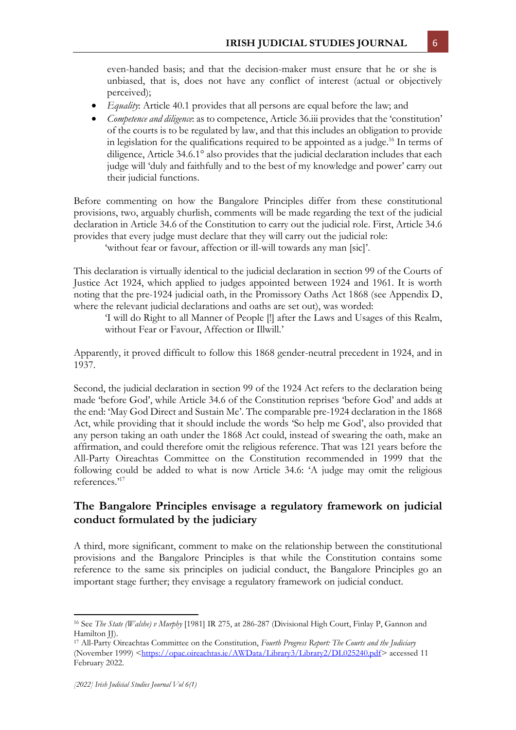even-handed basis; and that the decision-maker must ensure that he or she is unbiased, that is, does not have any conflict of interest (actual or objectively perceived);

- *Equality*: Article 40.1 provides that all persons are equal before the law; and
- *Competence and diligence*: as to competence, Article 36.iii provides that the 'constitution' of the courts is to be regulated by law, and that this includes an obligation to provide in legislation for the qualifications required to be appointed as a judge.[16] In terms of diligence, Article 34.6.1° also provides that the judicial declaration includes that each judge will 'duly and faithfully and to the best of my knowledge and power' carry out their judicial functions.

Before commenting on how the Bangalore Principles differ from these constitutional provisions, two, arguably churlish, comments will be made regarding the text of the judicial declaration in Article 34.6 of the Constitution to carry out the judicial role. First, Article 34.6 provides that every judge must declare that they will carry out the judicial role:

> 'without fear or favour, affection or ill-will towards any man [sic]'.

This declaration is virtually identical to the judicial declaration in section 99 of the Courts of Justice Act 1924, which applied to judges appointed between 1924 and 1961. It is worth noting that the pre-1924 judicial oath, in the Promissory Oaths Act 1868 (see Appendix D, where the relevant judicial declarations and oaths are set out), was worded:

> 'I will do Right to all Manner of People [!] after the Laws and Usages of this Realm, without Fear or Favour, Affection or Illwill.'

Apparently, it proved difficult to follow this 1868 gender-neutral precedent in 1924, and in 1937.

Second, the judicial declaration in section 99 of the 1924 Act refers to the declaration being made 'before God', while Article 34.6 of the Constitution reprises 'before God' and adds at the end: 'May God Direct and Sustain Me'. The comparable pre-1924 declaration in the 1868 Act, while providing that it should include the words 'So help me God', also provided that any person taking an oath under the 1868 Act could, instead of swearing the oath, make an affirmation, and could therefore omit the religious reference. That was 121 years before the All-Party Oireachtas Committee on the Constitution recommended in 1999 that the following could be added to what is now Article 34.6: 'A judge may omit the religious references.'[17]

## The Bangalore Principles envisage a regulatory framework on judicial conduct formulated by the judiciary

A third, more significant, comment to make on the relationship between the constitutional provisions and the Bangalore Principles is that while the Constitution contains some reference to the same six principles on judicial conduct, the Bangalore Principles go an important stage further; they envisage a regulatory framework on judicial conduct.

---

[16] See *The State (Walshe) v Murphy* [1981] IR 275, at 286-287 (Divisional High Court, Finlay P, Gannon and Hamilton JJ).

[17] All-Party Oireachtas Committee on the Constitution, *Fourth Progress Report: The Courts and the Judiciary* (November 1999) <https://opac.oireachtas.ie/AWData/Library3/Library2/DL025240.pdf> accessed 11 February 2022.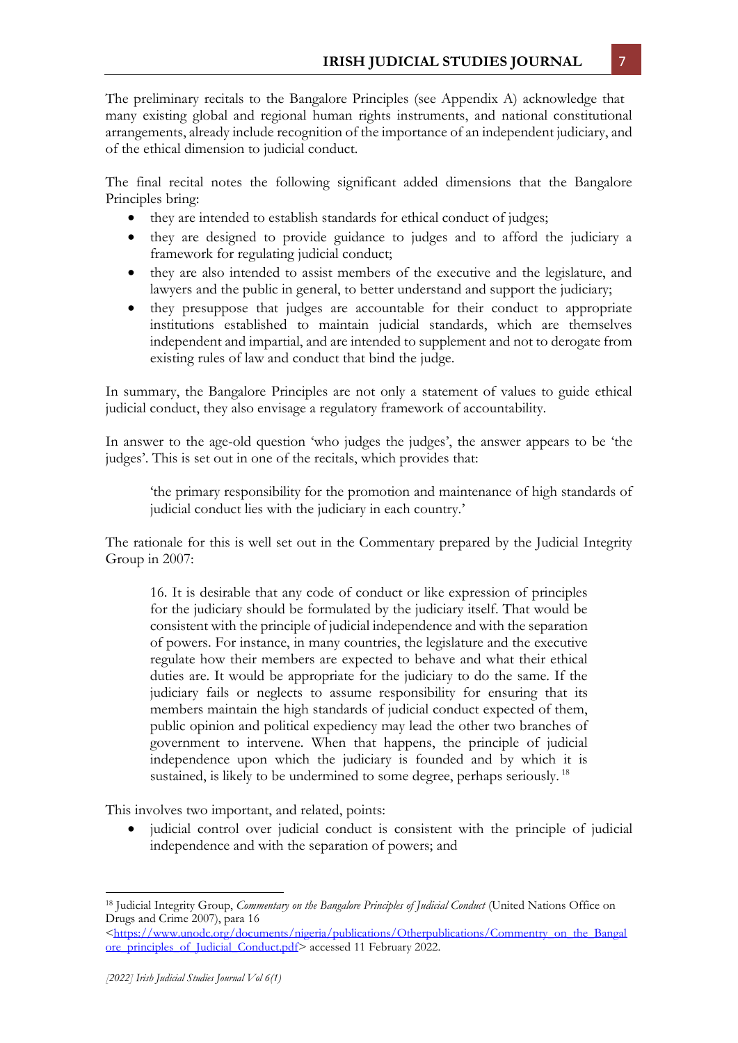The preliminary recitals to the Bangalore Principles (see Appendix A) acknowledge that many existing global and regional human rights instruments, and national constitutional arrangements, already include recognition of the importance of an independent judiciary, and of the ethical dimension to judicial conduct.

The final recital notes the following significant added dimensions that the Bangalore Principles bring:

- they are intended to establish standards for ethical conduct of judges;
- they are designed to provide guidance to judges and to afford the judiciary a framework for regulating judicial conduct;
- they are also intended to assist members of the executive and the legislature, and lawyers and the public in general, to better understand and support the judiciary;
- they presuppose that judges are accountable for their conduct to appropriate institutions established to maintain judicial standards, which are themselves independent and impartial, and are intended to supplement and not to derogate from existing rules of law and conduct that bind the judge.

In summary, the Bangalore Principles are not only a statement of values to guide ethical judicial conduct, they also envisage a regulatory framework of accountability.

In answer to the age-old question 'who judges the judges', the answer appears to be 'the judges'. This is set out in one of the recitals, which provides that:

> 'the primary responsibility for the promotion and maintenance of high standards of judicial conduct lies with the judiciary in each country.'

The rationale for this is well set out in the Commentary prepared by the Judicial Integrity Group in 2007:

> 16. It is desirable that any code of conduct or like expression of principles for the judiciary should be formulated by the judiciary itself. That would be consistent with the principle of judicial independence and with the separation of powers. For instance, in many countries, the legislature and the executive regulate how their members are expected to behave and what their ethical duties are. It would be appropriate for the judiciary to do the same. If the judiciary fails or neglects to assume responsibility for ensuring that its members maintain the high standards of judicial conduct expected of them, public opinion and political expediency may lead the other two branches of government to intervene. When that happens, the principle of judicial independence upon which the judiciary is founded and by which it is sustained, is likely to be undermined to some degree, perhaps seriously. [18]

This involves two important, and related, points:

- judicial control over judicial conduct is consistent with the principle of judicial independence and with the separation of powers; and

---

[18] Judicial Integrity Group, *Commentary on the Bangalore Principles of Judicial Conduct* (United Nations Office on Drugs and Crime 2007), para 16 <https://www.unodc.org/documents/nigeria/publications/Otherpublications/Commentry_on_the_Bangalore_principles_of_Judicial_Conduct.pdf> accessed 11 February 2022.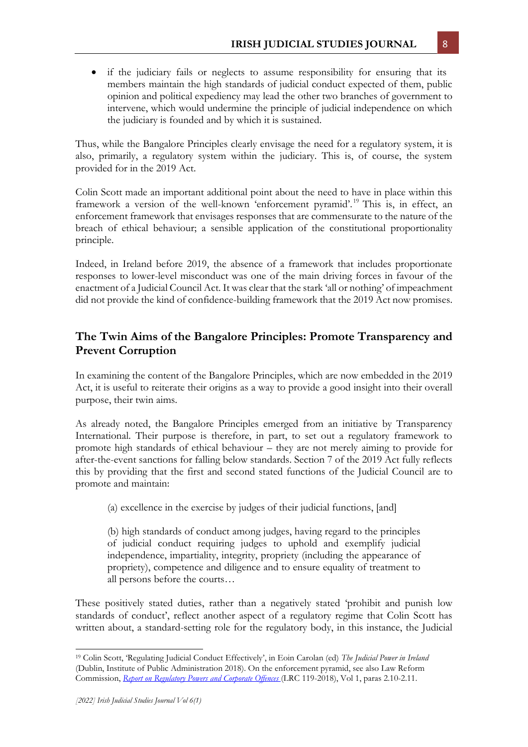- if the judiciary fails or neglects to assume responsibility for ensuring that its members maintain the high standards of judicial conduct expected of them, public opinion and political expediency may lead the other two branches of government to intervene, which would undermine the principle of judicial independence on which the judiciary is founded and by which it is sustained.

Thus, while the Bangalore Principles clearly envisage the need for a regulatory system, it is also, primarily, a regulatory system within the judiciary. This is, of course, the system provided for in the 2019 Act.

Colin Scott made an important additional point about the need to have in place within this framework a version of the well-known 'enforcement pyramid'.[19] This is, in effect, an enforcement framework that envisages responses that are commensurate to the nature of the breach of ethical behaviour; a sensible application of the constitutional proportionality principle.

Indeed, in Ireland before 2019, the absence of a framework that includes proportionate responses to lower-level misconduct was one of the main driving forces in favour of the enactment of a Judicial Council Act. It was clear that the stark 'all or nothing' of impeachment did not provide the kind of confidence-building framework that the 2019 Act now promises.

## The Twin Aims of the Bangalore Principles: Promote Transparency and Prevent Corruption

In examining the content of the Bangalore Principles, which are now embedded in the 2019 Act, it is useful to reiterate their origins as a way to provide a good insight into their overall purpose, their twin aims.

As already noted, the Bangalore Principles emerged from an initiative by Transparency International. Their purpose is therefore, in part, to set out a regulatory framework to promote high standards of ethical behaviour – they are not merely aiming to provide for after-the-event sanctions for falling below standards. Section 7 of the 2019 Act fully reflects this by providing that the first and second stated functions of the Judicial Council are to promote and maintain:

> (a) excellence in the exercise by judges of their judicial functions, [and]
>
> (b) high standards of conduct among judges, having regard to the principles of judicial conduct requiring judges to uphold and exemplify judicial independence, impartiality, integrity, propriety (including the appearance of propriety), competence and diligence and to ensure equality of treatment to all persons before the courts…

These positively stated duties, rather than a negatively stated 'prohibit and punish low standards of conduct', reflect another aspect of a regulatory regime that Colin Scott has written about, a standard-setting role for the regulatory body, in this instance, the Judicial

---

[19] Colin Scott, 'Regulating Judicial Conduct Effectively', in Eoin Carolan (ed) *The Judicial Power in Ireland* (Dublin, Institute of Public Administration 2018). On the enforcement pyramid, see also Law Reform Commission, *Report on Regulatory Powers and Corporate Offences* (LRC 119-2018), Vol 1, paras 2.10-2.11.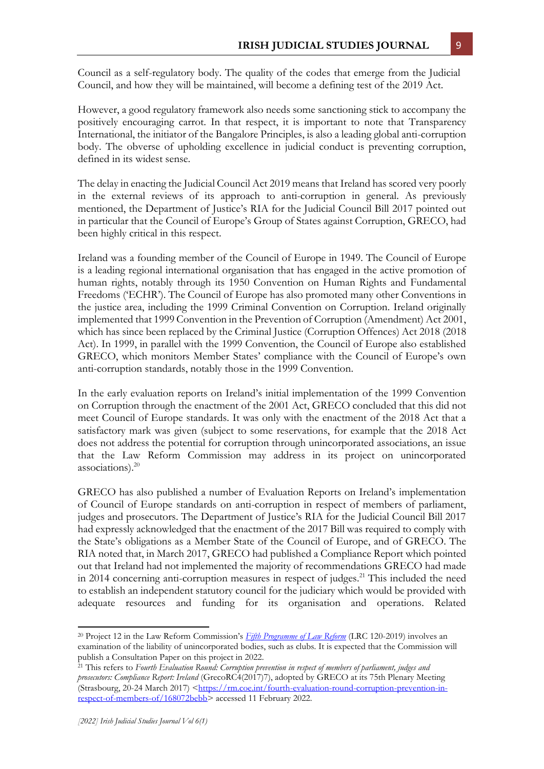Council as a self-regulatory body. The quality of the codes that emerge from the Judicial Council, and how they will be maintained, will become a defining test of the 2019 Act.

However, a good regulatory framework also needs some sanctioning stick to accompany the positively encouraging carrot. In that respect, it is important to note that Transparency International, the initiator of the Bangalore Principles, is also a leading global anti-corruption body. The obverse of upholding excellence in judicial conduct is preventing corruption, defined in its widest sense.

The delay in enacting the Judicial Council Act 2019 means that Ireland has scored very poorly in the external reviews of its approach to anti-corruption in general. As previously mentioned, the Department of Justice's RIA for the Judicial Council Bill 2017 pointed out in particular that the Council of Europe's Group of States against Corruption, GRECO, had been highly critical in this respect.

Ireland was a founding member of the Council of Europe in 1949. The Council of Europe is a leading regional international organisation that has engaged in the active promotion of human rights, notably through its 1950 Convention on Human Rights and Fundamental Freedoms ('ECHR'). The Council of Europe has also promoted many other Conventions in the justice area, including the 1999 Criminal Convention on Corruption. Ireland originally implemented that 1999 Convention in the Prevention of Corruption (Amendment) Act 2001, which has since been replaced by the Criminal Justice (Corruption Offences) Act 2018 (2018 Act). In 1999, in parallel with the 1999 Convention, the Council of Europe also established GRECO, which monitors Member States' compliance with the Council of Europe's own anti-corruption standards, notably those in the 1999 Convention.

In the early evaluation reports on Ireland's initial implementation of the 1999 Convention on Corruption through the enactment of the 2001 Act, GRECO concluded that this did not meet Council of Europe standards. It was only with the enactment of the 2018 Act that a satisfactory mark was given (subject to some reservations, for example that the 2018 Act does not address the potential for corruption through unincorporated associations, an issue that the Law Reform Commission may address in its project on unincorporated associations).[20]

GRECO has also published a number of Evaluation Reports on Ireland's implementation of Council of Europe standards on anti-corruption in respect of members of parliament, judges and prosecutors. The Department of Justice's RIA for the Judicial Council Bill 2017 had expressly acknowledged that the enactment of the 2017 Bill was required to comply with the State's obligations as a Member State of the Council of Europe, and of GRECO. The RIA noted that, in March 2017, GRECO had published a Compliance Report which pointed out that Ireland had not implemented the majority of recommendations GRECO had made in 2014 concerning anti-corruption measures in respect of judges.[21] This included the need to establish an independent statutory council for the judiciary which would be provided with adequate resources and funding for its organisation and operations. Related

---

[20] Project 12 in the Law Reform Commission's *Fifth Programme of Law Reform* (LRC 120-2019) involves an examination of the liability of unincorporated bodies, such as clubs. It is expected that the Commission will publish a Consultation Paper on this project in 2022.

[21] This refers to *Fourth Evaluation Round: Corruption prevention in respect of members of parliament, judges and prosecutors: Compliance Report: Ireland* (GrecoRC4(2017)7), adopted by GRECO at its 75th Plenary Meeting (Strasbourg, 20-24 March 2017) <https://rm.coe.int/fourth-evaluation-round-corruption-prevention-in-respect-of-members-of/168072bebb> accessed 11 February 2022.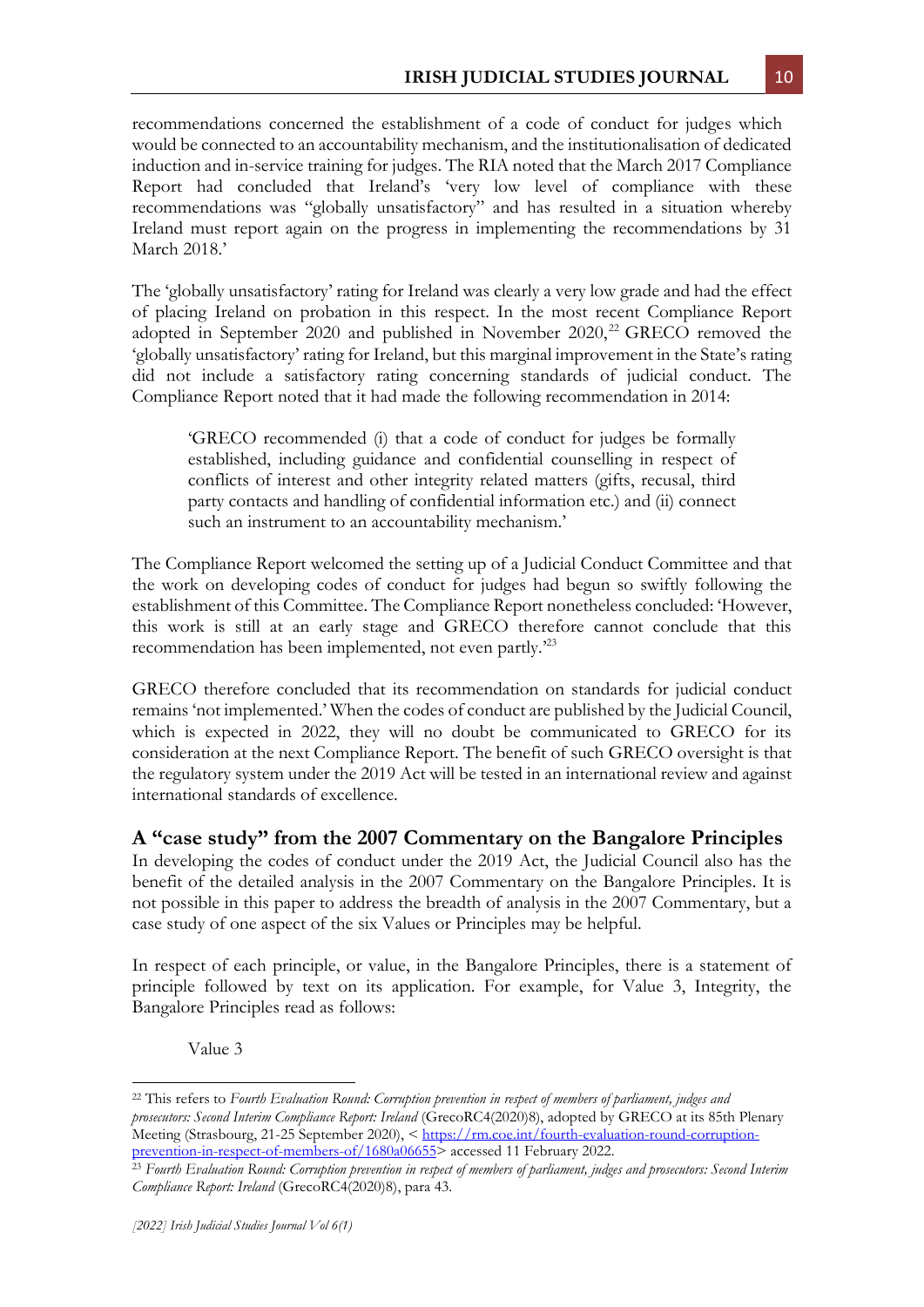recommendations concerned the establishment of a code of conduct for judges which would be connected to an accountability mechanism, and the institutionalisation of dedicated induction and in-service training for judges. The RIA noted that the March 2017 Compliance Report had concluded that Ireland's 'very low level of compliance with these recommendations was "globally unsatisfactory" and has resulted in a situation whereby Ireland must report again on the progress in implementing the recommendations by 31 March 2018.'

The 'globally unsatisfactory' rating for Ireland was clearly a very low grade and had the effect of placing Ireland on probation in this respect. In the most recent Compliance Report adopted in September 2020 and published in November 2020,[22] GRECO removed the 'globally unsatisfactory' rating for Ireland, but this marginal improvement in the State's rating did not include a satisfactory rating concerning standards of judicial conduct. The Compliance Report noted that it had made the following recommendation in 2014:

> 'GRECO recommended (i) that a code of conduct for judges be formally established, including guidance and confidential counselling in respect of conflicts of interest and other integrity related matters (gifts, recusal, third party contacts and handling of confidential information etc.) and (ii) connect such an instrument to an accountability mechanism.'

The Compliance Report welcomed the setting up of a Judicial Conduct Committee and that the work on developing codes of conduct for judges had begun so swiftly following the establishment of this Committee. The Compliance Report nonetheless concluded: 'However, this work is still at an early stage and GRECO therefore cannot conclude that this recommendation has been implemented, not even partly.'[23]

GRECO therefore concluded that its recommendation on standards for judicial conduct remains 'not implemented.' When the codes of conduct are published by the Judicial Council, which is expected in 2022, they will no doubt be communicated to GRECO for its consideration at the next Compliance Report. The benefit of such GRECO oversight is that the regulatory system under the 2019 Act will be tested in an international review and against international standards of excellence.

## A "case study" from the 2007 Commentary on the Bangalore Principles

In developing the codes of conduct under the 2019 Act, the Judicial Council also has the benefit of the detailed analysis in the 2007 Commentary on the Bangalore Principles. It is not possible in this paper to address the breadth of analysis in the 2007 Commentary, but a case study of one aspect of the six Values or Principles may be helpful.

In respect of each principle, or value, in the Bangalore Principles, there is a statement of principle followed by text on its application. For example, for Value 3, Integrity, the Bangalore Principles read as follows:

> Value 3

---

[22] This refers to *Fourth Evaluation Round: Corruption prevention in respect of members of parliament, judges and prosecutors: Second Interim Compliance Report: Ireland* (GrecoRC4(2020)8), adopted by GRECO at its 85th Plenary Meeting (Strasbourg, 21-25 September 2020), < https://rm.coe.int/fourth-evaluation-round-corruption-prevention-in-respect-of-members-of/1680a06655> accessed 11 February 2022.

[23] *Fourth Evaluation Round: Corruption prevention in respect of members of parliament, judges and prosecutors: Second Interim Compliance Report: Ireland* (GrecoRC4(2020)8), para 43.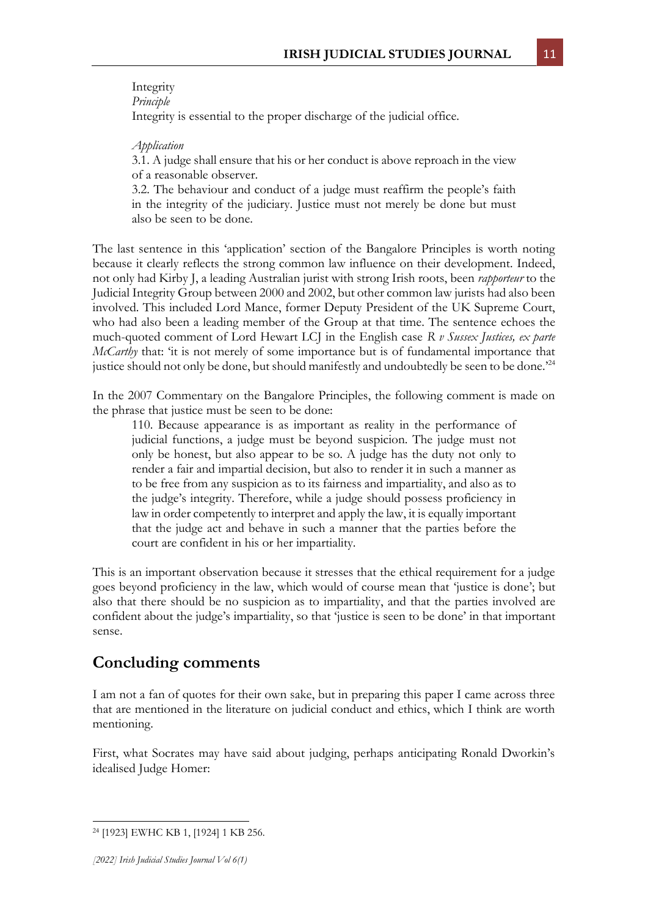> Integrity
> *Principle*
> Integrity is essential to the proper discharge of the judicial office.
>
> *Application*
> 3.1. A judge shall ensure that his or her conduct is above reproach in the view of a reasonable observer.
> 3.2. The behaviour and conduct of a judge must reaffirm the people's faith in the integrity of the judiciary. Justice must not merely be done but must also be seen to be done.

The last sentence in this 'application' section of the Bangalore Principles is worth noting because it clearly reflects the strong common law influence on their development. Indeed, not only had Kirby J, a leading Australian jurist with strong Irish roots, been *rapporteur* to the Judicial Integrity Group between 2000 and 2002, but other common law jurists had also been involved. This included Lord Mance, former Deputy President of the UK Supreme Court, who had also been a leading member of the Group at that time. The sentence echoes the much-quoted comment of Lord Hewart LCJ in the English case *R v Sussex Justices, ex parte McCarthy* that: 'it is not merely of some importance but is of fundamental importance that justice should not only be done, but should manifestly and undoubtedly be seen to be done.'[24]

In the 2007 Commentary on the Bangalore Principles, the following comment is made on the phrase that justice must be seen to be done:

> 110. Because appearance is as important as reality in the performance of judicial functions, a judge must be beyond suspicion. The judge must not only be honest, but also appear to be so. A judge has the duty not only to render a fair and impartial decision, but also to render it in such a manner as to be free from any suspicion as to its fairness and impartiality, and also as to the judge's integrity. Therefore, while a judge should possess proficiency in law in order competently to interpret and apply the law, it is equally important that the judge act and behave in such a manner that the parties before the court are confident in his or her impartiality.

This is an important observation because it stresses that the ethical requirement for a judge goes beyond proficiency in the law, which would of course mean that 'justice is done'; but also that there should be no suspicion as to impartiality, and that the parties involved are confident about the judge's impartiality, so that 'justice is seen to be done' in that important sense.

## Concluding comments

I am not a fan of quotes for their own sake, but in preparing this paper I came across three that are mentioned in the literature on judicial conduct and ethics, which I think are worth mentioning.

First, what Socrates may have said about judging, perhaps anticipating Ronald Dworkin's idealised Judge Homer:

---

[24] [1923] EWHC KB 1, [1924] 1 KB 256.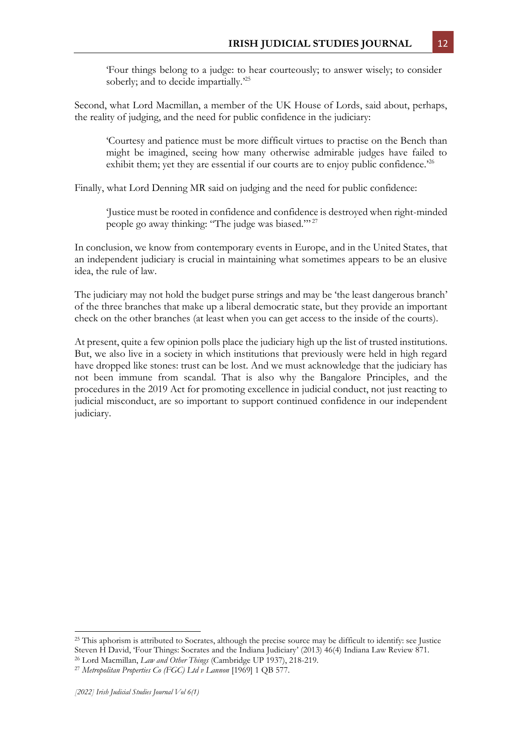> 'Four things belong to a judge: to hear courteously; to answer wisely; to consider soberly; and to decide impartially.'[25]

Second, what Lord Macmillan, a member of the UK House of Lords, said about, perhaps, the reality of judging, and the need for public confidence in the judiciary:

> 'Courtesy and patience must be more difficult virtues to practise on the Bench than might be imagined, seeing how many otherwise admirable judges have failed to exhibit them; yet they are essential if our courts are to enjoy public confidence.'[26]

Finally, what Lord Denning MR said on judging and the need for public confidence:

> 'Justice must be rooted in confidence and confidence is destroyed when right-minded people go away thinking: "The judge was biased."'[27]

In conclusion, we know from contemporary events in Europe, and in the United States, that an independent judiciary is crucial in maintaining what sometimes appears to be an elusive idea, the rule of law.

The judiciary may not hold the budget purse strings and may be 'the least dangerous branch' of the three branches that make up a liberal democratic state, but they provide an important check on the other branches (at least when you can get access to the inside of the courts).

At present, quite a few opinion polls place the judiciary high up the list of trusted institutions. But, we also live in a society in which institutions that previously were held in high regard have dropped like stones: trust can be lost. And we must acknowledge that the judiciary has not been immune from scandal. That is also why the Bangalore Principles, and the procedures in the 2019 Act for promoting excellence in judicial conduct, not just reacting to judicial misconduct, are so important to support continued confidence in our independent judiciary.

---

[25] This aphorism is attributed to Socrates, although the precise source may be difficult to identify: see Justice Steven H David, 'Four Things: Socrates and the Indiana Judiciary' (2013) 46(4) Indiana Law Review 871.

[26] Lord Macmillan, *Law and Other Things* (Cambridge UP 1937), 218-219.

[27] *Metropolitan Properties Co (FGC) Ltd v Lannon* [1969] 1 QB 577.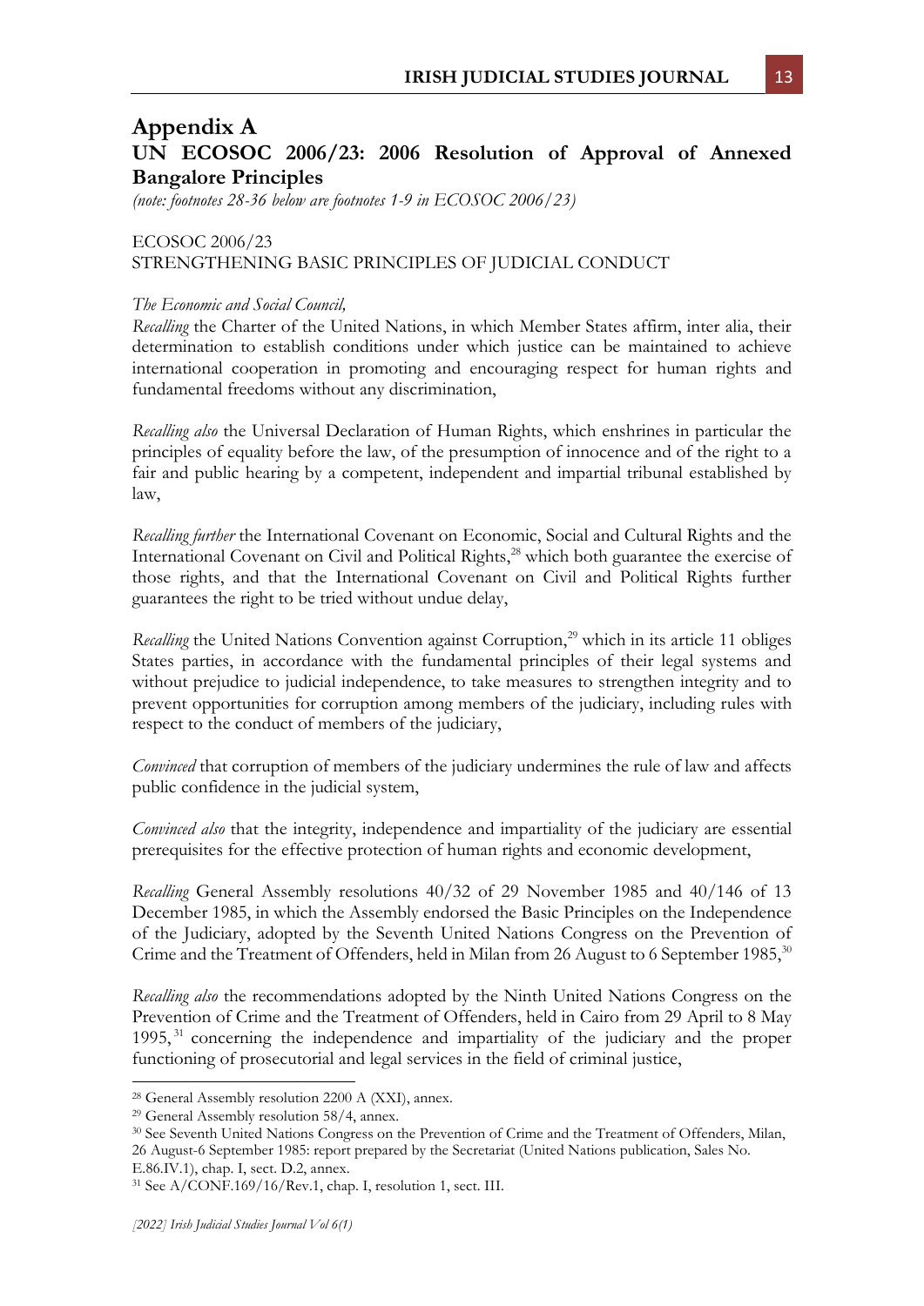# Appendix A

## UN ECOSOC 2006/23: 2006 Resolution of Approval of Annexed Bangalore Principles

*(note: footnotes 28-36 below are footnotes 1-9 in ECOSOC 2006/23)*

ECOSOC 2006/23
STRENGTHENING BASIC PRINCIPLES OF JUDICIAL CONDUCT

*The Economic and Social Council,*

*Recalling* the Charter of the United Nations, in which Member States affirm, inter alia, their determination to establish conditions under which justice can be maintained to achieve international cooperation in promoting and encouraging respect for human rights and fundamental freedoms without any discrimination,

*Recalling also* the Universal Declaration of Human Rights, which enshrines in particular the principles of equality before the law, of the presumption of innocence and of the right to a fair and public hearing by a competent, independent and impartial tribunal established by law,

*Recalling further* the International Covenant on Economic, Social and Cultural Rights and the International Covenant on Civil and Political Rights,[28] which both guarantee the exercise of those rights, and that the International Covenant on Civil and Political Rights further guarantees the right to be tried without undue delay,

*Recalling* the United Nations Convention against Corruption,[29] which in its article 11 obliges States parties, in accordance with the fundamental principles of their legal systems and without prejudice to judicial independence, to take measures to strengthen integrity and to prevent opportunities for corruption among members of the judiciary, including rules with respect to the conduct of members of the judiciary,

*Convinced* that corruption of members of the judiciary undermines the rule of law and affects public confidence in the judicial system,

*Convinced also* that the integrity, independence and impartiality of the judiciary are essential prerequisites for the effective protection of human rights and economic development,

*Recalling* General Assembly resolutions 40/32 of 29 November 1985 and 40/146 of 13 December 1985, in which the Assembly endorsed the Basic Principles on the Independence of the Judiciary, adopted by the Seventh United Nations Congress on the Prevention of Crime and the Treatment of Offenders, held in Milan from 26 August to 6 September 1985,[30]

*Recalling also* the recommendations adopted by the Ninth United Nations Congress on the Prevention of Crime and the Treatment of Offenders, held in Cairo from 29 April to 8 May 1995,[31] concerning the independence and impartiality of the judiciary and the proper functioning of prosecutorial and legal services in the field of criminal justice,

---

[28] General Assembly resolution 2200 A (XXI), annex.

[29] General Assembly resolution 58/4, annex.

[30] See Seventh United Nations Congress on the Prevention of Crime and the Treatment of Offenders, Milan, 26 August-6 September 1985: report prepared by the Secretariat (United Nations publication, Sales No. E.86.IV.1), chap. I, sect. D.2, annex.

[31] See A/CONF.169/16/Rev.1, chap. I, resolution 1, sect. III.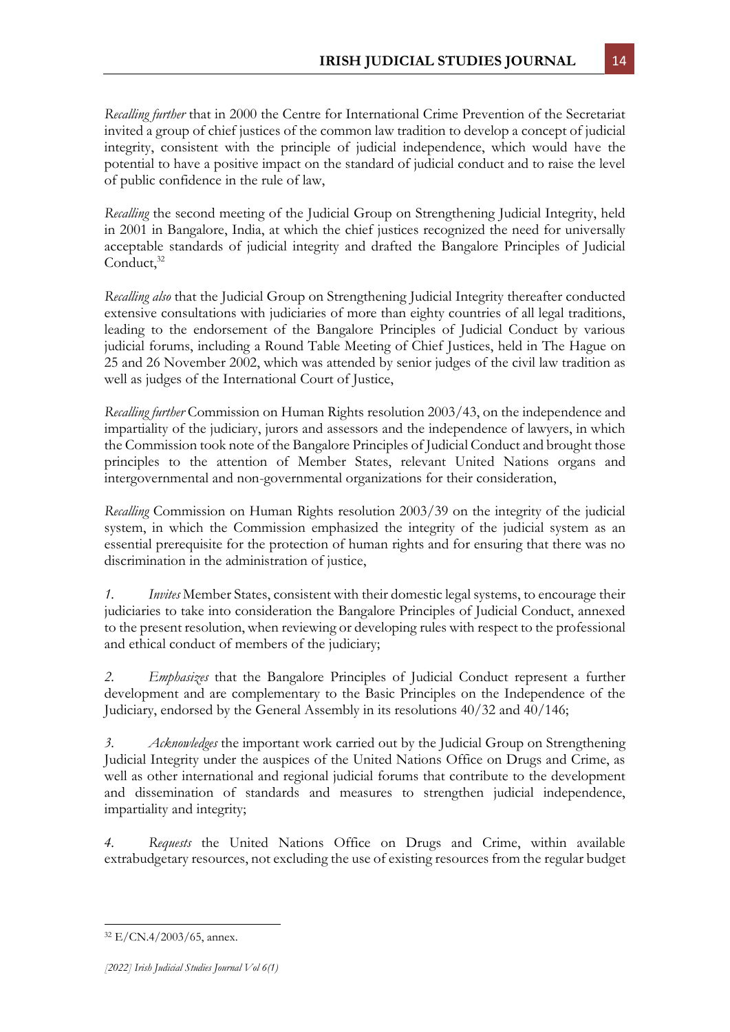*Recalling further* that in 2000 the Centre for International Crime Prevention of the Secretariat invited a group of chief justices of the common law tradition to develop a concept of judicial integrity, consistent with the principle of judicial independence, which would have the potential to have a positive impact on the standard of judicial conduct and to raise the level of public confidence in the rule of law,

*Recalling* the second meeting of the Judicial Group on Strengthening Judicial Integrity, held in 2001 in Bangalore, India, at which the chief justices recognized the need for universally acceptable standards of judicial integrity and drafted the Bangalore Principles of Judicial Conduct,[32]

*Recalling also* that the Judicial Group on Strengthening Judicial Integrity thereafter conducted extensive consultations with judiciaries of more than eighty countries of all legal traditions, leading to the endorsement of the Bangalore Principles of Judicial Conduct by various judicial forums, including a Round Table Meeting of Chief Justices, held in The Hague on 25 and 26 November 2002, which was attended by senior judges of the civil law tradition as well as judges of the International Court of Justice,

*Recalling further* Commission on Human Rights resolution 2003/43, on the independence and impartiality of the judiciary, jurors and assessors and the independence of lawyers, in which the Commission took note of the Bangalore Principles of Judicial Conduct and brought those principles to the attention of Member States, relevant United Nations organs and intergovernmental and non-governmental organizations for their consideration,

*Recalling* Commission on Human Rights resolution 2003/39 on the integrity of the judicial system, in which the Commission emphasized the integrity of the judicial system as an essential prerequisite for the protection of human rights and for ensuring that there was no discrimination in the administration of justice,

*1.* *Invites* Member States, consistent with their domestic legal systems, to encourage their judiciaries to take into consideration the Bangalore Principles of Judicial Conduct, annexed to the present resolution, when reviewing or developing rules with respect to the professional and ethical conduct of members of the judiciary;

*2.* *Emphasizes* that the Bangalore Principles of Judicial Conduct represent a further development and are complementary to the Basic Principles on the Independence of the Judiciary, endorsed by the General Assembly in its resolutions 40/32 and 40/146;

*3.* *Acknowledges* the important work carried out by the Judicial Group on Strengthening Judicial Integrity under the auspices of the United Nations Office on Drugs and Crime, as well as other international and regional judicial forums that contribute to the development and dissemination of standards and measures to strengthen judicial independence, impartiality and integrity;

*4.* *Requests* the United Nations Office on Drugs and Crime, within available extrabudgetary resources, not excluding the use of existing resources from the regular budget

---

[32] E/CN.4/2003/65, annex.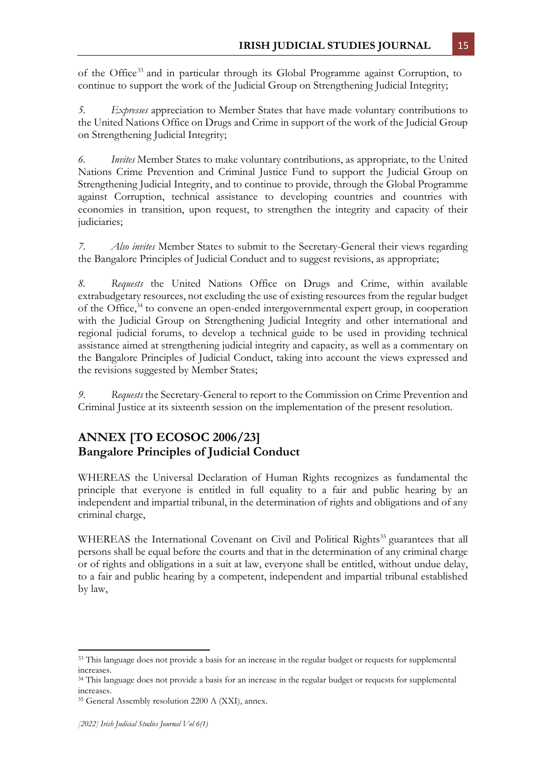of the Office[33] and in particular through its Global Programme against Corruption, to continue to support the work of the Judicial Group on Strengthening Judicial Integrity;

5. *Expresses* appreciation to Member States that have made voluntary contributions to the United Nations Office on Drugs and Crime in support of the work of the Judicial Group on Strengthening Judicial Integrity;

6. *Invites* Member States to make voluntary contributions, as appropriate, to the United Nations Crime Prevention and Criminal Justice Fund to support the Judicial Group on Strengthening Judicial Integrity, and to continue to provide, through the Global Programme against Corruption, technical assistance to developing countries and countries with economies in transition, upon request, to strengthen the integrity and capacity of their judiciaries;

7. *Also invites* Member States to submit to the Secretary-General their views regarding the Bangalore Principles of Judicial Conduct and to suggest revisions, as appropriate;

8. *Requests* the United Nations Office on Drugs and Crime, within available extrabudgetary resources, not excluding the use of existing resources from the regular budget of the Office,[34] to convene an open-ended intergovernmental expert group, in cooperation with the Judicial Group on Strengthening Judicial Integrity and other international and regional judicial forums, to develop a technical guide to be used in providing technical assistance aimed at strengthening judicial integrity and capacity, as well as a commentary on the Bangalore Principles of Judicial Conduct, taking into account the views expressed and the revisions suggested by Member States;

9. *Requests* the Secretary-General to report to the Commission on Crime Prevention and Criminal Justice at its sixteenth session on the implementation of the present resolution.

## ANNEX [TO ECOSOC 2006/23]
## Bangalore Principles of Judicial Conduct

WHEREAS the Universal Declaration of Human Rights recognizes as fundamental the principle that everyone is entitled in full equality to a fair and public hearing by an independent and impartial tribunal, in the determination of rights and obligations and of any criminal charge,

WHEREAS the International Covenant on Civil and Political Rights[35] guarantees that all persons shall be equal before the courts and that in the determination of any criminal charge or of rights and obligations in a suit at law, everyone shall be entitled, without undue delay, to a fair and public hearing by a competent, independent and impartial tribunal established by law,

---

[33] This language does not provide a basis for an increase in the regular budget or requests for supplemental increases.

[34] This language does not provide a basis for an increase in the regular budget or requests for supplemental increases.

[35] General Assembly resolution 2200 A (XXI), annex.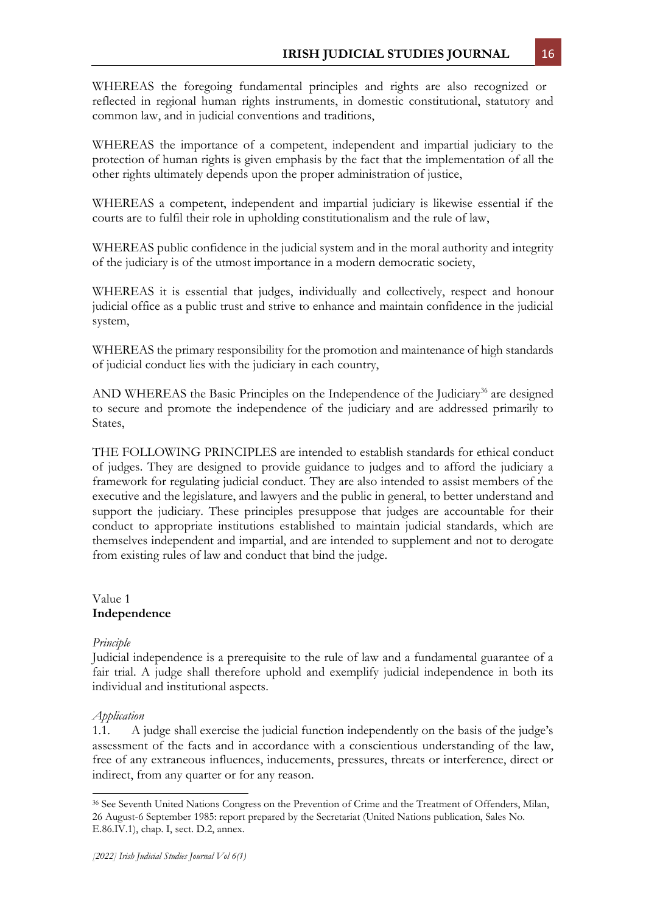WHEREAS the foregoing fundamental principles and rights are also recognized or reflected in regional human rights instruments, in domestic constitutional, statutory and common law, and in judicial conventions and traditions,

WHEREAS the importance of a competent, independent and impartial judiciary to the protection of human rights is given emphasis by the fact that the implementation of all the other rights ultimately depends upon the proper administration of justice,

WHEREAS a competent, independent and impartial judiciary is likewise essential if the courts are to fulfil their role in upholding constitutionalism and the rule of law,

WHEREAS public confidence in the judicial system and in the moral authority and integrity of the judiciary is of the utmost importance in a modern democratic society,

WHEREAS it is essential that judges, individually and collectively, respect and honour judicial office as a public trust and strive to enhance and maintain confidence in the judicial system,

WHEREAS the primary responsibility for the promotion and maintenance of high standards of judicial conduct lies with the judiciary in each country,

AND WHEREAS the Basic Principles on the Independence of the Judiciary[36] are designed to secure and promote the independence of the judiciary and are addressed primarily to States,

THE FOLLOWING PRINCIPLES are intended to establish standards for ethical conduct of judges. They are designed to provide guidance to judges and to afford the judiciary a framework for regulating judicial conduct. They are also intended to assist members of the executive and the legislature, and lawyers and the public in general, to better understand and support the judiciary. These principles presuppose that judges are accountable for their conduct to appropriate institutions established to maintain judicial standards, which are themselves independent and impartial, and are intended to supplement and not to derogate from existing rules of law and conduct that bind the judge.

Value 1
**Independence**

*Principle*
Judicial independence is a prerequisite to the rule of law and a fundamental guarantee of a fair trial. A judge shall therefore uphold and exemplify judicial independence in both its individual and institutional aspects.

*Application*
1.1. A judge shall exercise the judicial function independently on the basis of the judge's assessment of the facts and in accordance with a conscientious understanding of the law, free of any extraneous influences, inducements, pressures, threats or interference, direct or indirect, from any quarter or for any reason.

[36] See Seventh United Nations Congress on the Prevention of Crime and the Treatment of Offenders, Milan, 26 August-6 September 1985: report prepared by the Secretariat (United Nations publication, Sales No. E.86.IV.1), chap. I, sect. D.2, annex.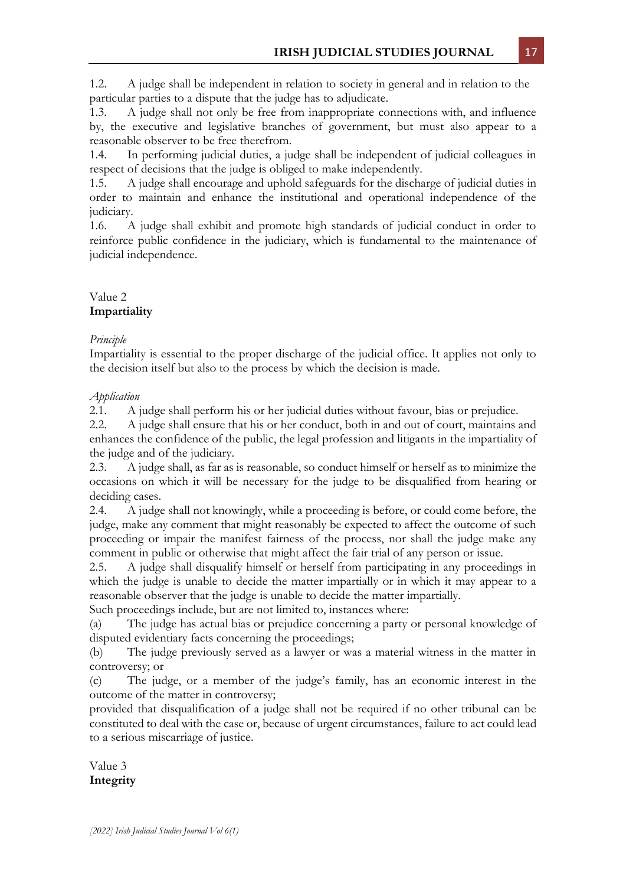1.2. A judge shall be independent in relation to society in general and in relation to the particular parties to a dispute that the judge has to adjudicate.

1.3. A judge shall not only be free from inappropriate connections with, and influence by, the executive and legislative branches of government, but must also appear to a reasonable observer to be free therefrom.

1.4. In performing judicial duties, a judge shall be independent of judicial colleagues in respect of decisions that the judge is obliged to make independently.

1.5. A judge shall encourage and uphold safeguards for the discharge of judicial duties in order to maintain and enhance the institutional and operational independence of the judiciary.

1.6. A judge shall exhibit and promote high standards of judicial conduct in order to reinforce public confidence in the judiciary, which is fundamental to the maintenance of judicial independence.

Value 2
**Impartiality**

*Principle*
Impartiality is essential to the proper discharge of the judicial office. It applies not only to the decision itself but also to the process by which the decision is made.

*Application*
2.1. A judge shall perform his or her judicial duties without favour, bias or prejudice.

2.2. A judge shall ensure that his or her conduct, both in and out of court, maintains and enhances the confidence of the public, the legal profession and litigants in the impartiality of the judge and of the judiciary.

2.3. A judge shall, as far as is reasonable, so conduct himself or herself as to minimize the occasions on which it will be necessary for the judge to be disqualified from hearing or deciding cases.

2.4. A judge shall not knowingly, while a proceeding is before, or could come before, the judge, make any comment that might reasonably be expected to affect the outcome of such proceeding or impair the manifest fairness of the process, nor shall the judge make any comment in public or otherwise that might affect the fair trial of any person or issue.

2.5. A judge shall disqualify himself or herself from participating in any proceedings in which the judge is unable to decide the matter impartially or in which it may appear to a reasonable observer that the judge is unable to decide the matter impartially.
Such proceedings include, but are not limited to, instances where:

(a) The judge has actual bias or prejudice concerning a party or personal knowledge of disputed evidentiary facts concerning the proceedings;

(b) The judge previously served as a lawyer or was a material witness in the matter in controversy; or

(c) The judge, or a member of the judge's family, has an economic interest in the outcome of the matter in controversy;

provided that disqualification of a judge shall not be required if no other tribunal can be constituted to deal with the case or, because of urgent circumstances, failure to act could lead to a serious miscarriage of justice.

Value 3
**Integrity**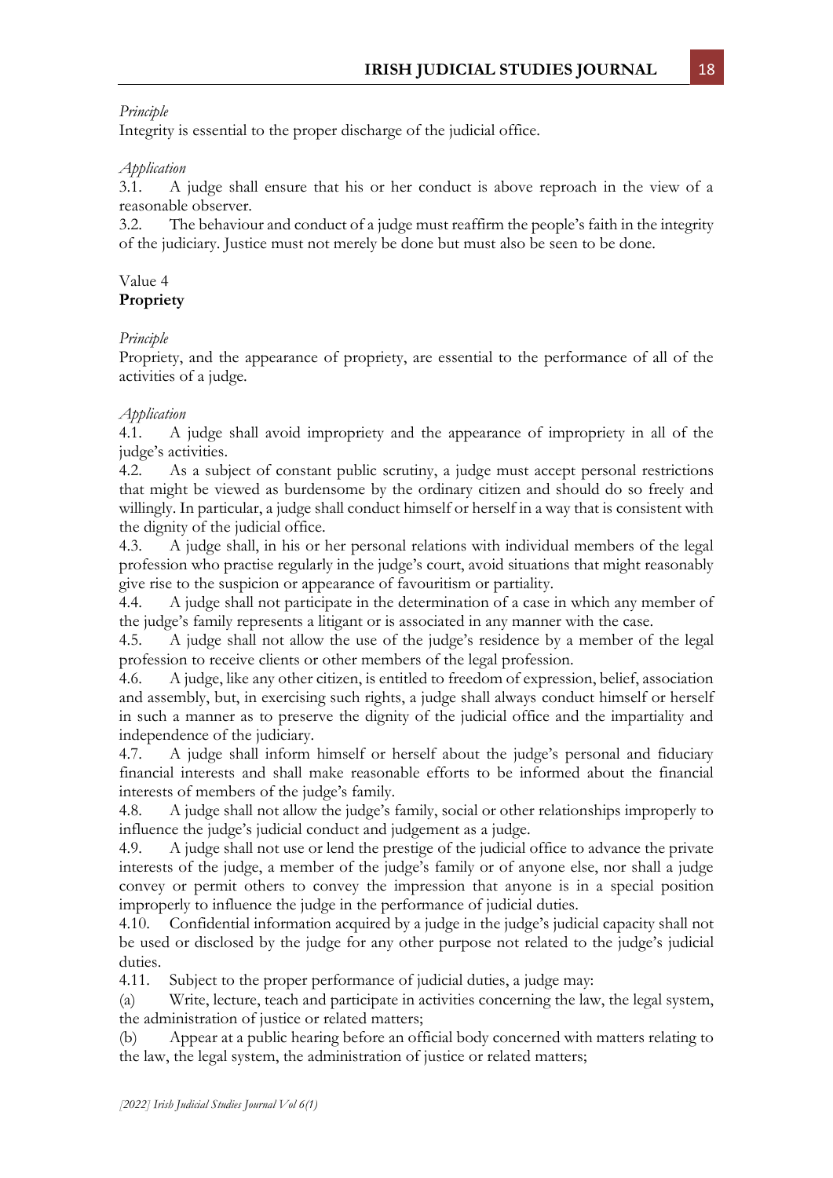*Principle*
Integrity is essential to the proper discharge of the judicial office.

*Application*
3.1. A judge shall ensure that his or her conduct is above reproach in the view of a reasonable observer.
3.2. The behaviour and conduct of a judge must reaffirm the people's faith in the integrity of the judiciary. Justice must not merely be done but must also be seen to be done.

Value 4
**Propriety**

*Principle*
Propriety, and the appearance of propriety, are essential to the performance of all of the activities of a judge.

*Application*
4.1. A judge shall avoid impropriety and the appearance of impropriety in all of the judge's activities.
4.2. As a subject of constant public scrutiny, a judge must accept personal restrictions that might be viewed as burdensome by the ordinary citizen and should do so freely and willingly. In particular, a judge shall conduct himself or herself in a way that is consistent with the dignity of the judicial office.
4.3. A judge shall, in his or her personal relations with individual members of the legal profession who practise regularly in the judge's court, avoid situations that might reasonably give rise to the suspicion or appearance of favouritism or partiality.
4.4. A judge shall not participate in the determination of a case in which any member of the judge's family represents a litigant or is associated in any manner with the case.
4.5. A judge shall not allow the use of the judge's residence by a member of the legal profession to receive clients or other members of the legal profession.
4.6. A judge, like any other citizen, is entitled to freedom of expression, belief, association and assembly, but, in exercising such rights, a judge shall always conduct himself or herself in such a manner as to preserve the dignity of the judicial office and the impartiality and independence of the judiciary.
4.7. A judge shall inform himself or herself about the judge's personal and fiduciary financial interests and shall make reasonable efforts to be informed about the financial interests of members of the judge's family.
4.8. A judge shall not allow the judge's family, social or other relationships improperly to influence the judge's judicial conduct and judgement as a judge.
4.9. A judge shall not use or lend the prestige of the judicial office to advance the private interests of the judge, a member of the judge's family or of anyone else, nor shall a judge convey or permit others to convey the impression that anyone is in a special position improperly to influence the judge in the performance of judicial duties.
4.10. Confidential information acquired by a judge in the judge's judicial capacity shall not be used or disclosed by the judge for any other purpose not related to the judge's judicial duties.
4.11. Subject to the proper performance of judicial duties, a judge may:
(a) Write, lecture, teach and participate in activities concerning the law, the legal system, the administration of justice or related matters;
(b) Appear at a public hearing before an official body concerned with matters relating to the law, the legal system, the administration of justice or related matters;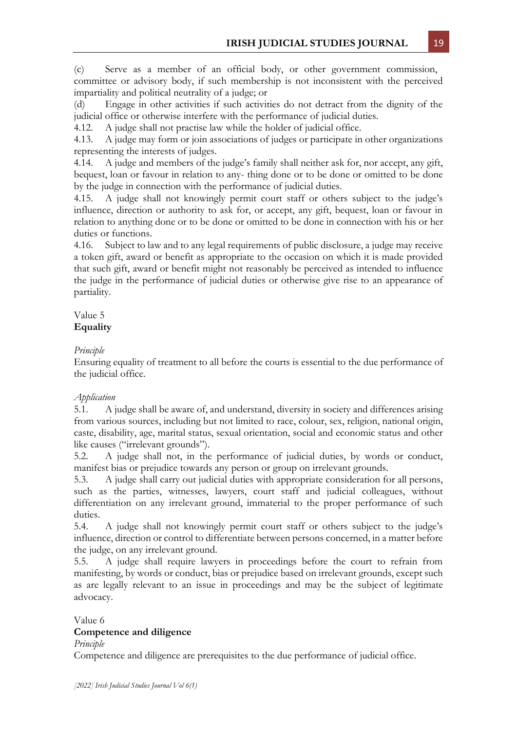(c) Serve as a member of an official body, or other government commission, committee or advisory body, if such membership is not inconsistent with the perceived impartiality and political neutrality of a judge; or

(d) Engage in other activities if such activities do not detract from the dignity of the judicial office or otherwise interfere with the performance of judicial duties.

4.12. A judge shall not practise law while the holder of judicial office.

4.13. A judge may form or join associations of judges or participate in other organizations representing the interests of judges.

4.14. A judge and members of the judge's family shall neither ask for, nor accept, any gift, bequest, loan or favour in relation to any- thing done or to be done or omitted to be done by the judge in connection with the performance of judicial duties.

4.15. A judge shall not knowingly permit court staff or others subject to the judge's influence, direction or authority to ask for, or accept, any gift, bequest, loan or favour in relation to anything done or to be done or omitted to be done in connection with his or her duties or functions.

4.16. Subject to law and to any legal requirements of public disclosure, a judge may receive a token gift, award or benefit as appropriate to the occasion on which it is made provided that such gift, award or benefit might not reasonably be perceived as intended to influence the judge in the performance of judicial duties or otherwise give rise to an appearance of partiality.

Value 5
**Equality**

*Principle*

Ensuring equality of treatment to all before the courts is essential to the due performance of the judicial office.

*Application*

5.1. A judge shall be aware of, and understand, diversity in society and differences arising from various sources, including but not limited to race, colour, sex, religion, national origin, caste, disability, age, marital status, sexual orientation, social and economic status and other like causes ("irrelevant grounds").

5.2. A judge shall not, in the performance of judicial duties, by words or conduct, manifest bias or prejudice towards any person or group on irrelevant grounds.

5.3. A judge shall carry out judicial duties with appropriate consideration for all persons, such as the parties, witnesses, lawyers, court staff and judicial colleagues, without differentiation on any irrelevant ground, immaterial to the proper performance of such duties.

5.4. A judge shall not knowingly permit court staff or others subject to the judge's influence, direction or control to differentiate between persons concerned, in a matter before the judge, on any irrelevant ground.

5.5. A judge shall require lawyers in proceedings before the court to refrain from manifesting, by words or conduct, bias or prejudice based on irrelevant grounds, except such as are legally relevant to an issue in proceedings and may be the subject of legitimate advocacy.

Value 6
**Competence and diligence**

*Principle*

Competence and diligence are prerequisites to the due performance of judicial office.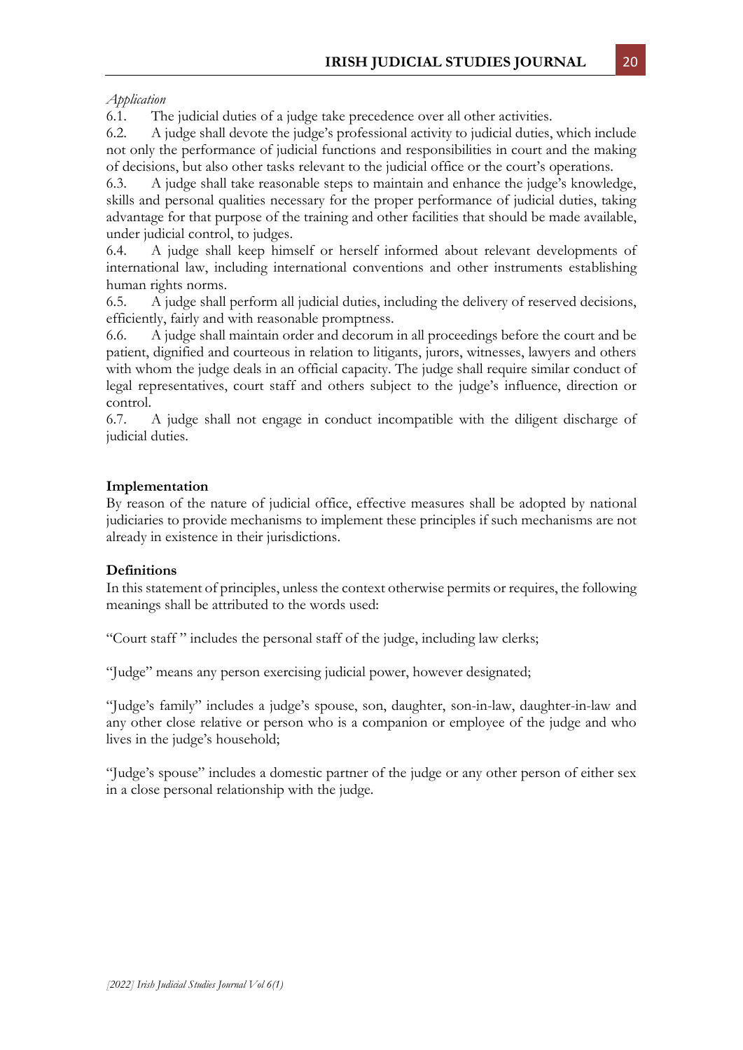*Application*

6.1. The judicial duties of a judge take precedence over all other activities.

6.2. A judge shall devote the judge's professional activity to judicial duties, which include not only the performance of judicial functions and responsibilities in court and the making of decisions, but also other tasks relevant to the judicial office or the court's operations.

6.3. A judge shall take reasonable steps to maintain and enhance the judge's knowledge, skills and personal qualities necessary for the proper performance of judicial duties, taking advantage for that purpose of the training and other facilities that should be made available, under judicial control, to judges.

6.4. A judge shall keep himself or herself informed about relevant developments of international law, including international conventions and other instruments establishing human rights norms.

6.5. A judge shall perform all judicial duties, including the delivery of reserved decisions, efficiently, fairly and with reasonable promptness.

6.6. A judge shall maintain order and decorum in all proceedings before the court and be patient, dignified and courteous in relation to litigants, jurors, witnesses, lawyers and others with whom the judge deals in an official capacity. The judge shall require similar conduct of legal representatives, court staff and others subject to the judge's influence, direction or control.

6.7. A judge shall not engage in conduct incompatible with the diligent discharge of judicial duties.

**Implementation**

By reason of the nature of judicial office, effective measures shall be adopted by national judiciaries to provide mechanisms to implement these principles if such mechanisms are not already in existence in their jurisdictions.

**Definitions**

In this statement of principles, unless the context otherwise permits or requires, the following meanings shall be attributed to the words used:

"Court staff " includes the personal staff of the judge, including law clerks;

"Judge" means any person exercising judicial power, however designated;

"Judge's family" includes a judge's spouse, son, daughter, son-in-law, daughter-in-law and any other close relative or person who is a companion or employee of the judge and who lives in the judge's household;

"Judge's spouse" includes a domestic partner of the judge or any other person of either sex in a close personal relationship with the judge.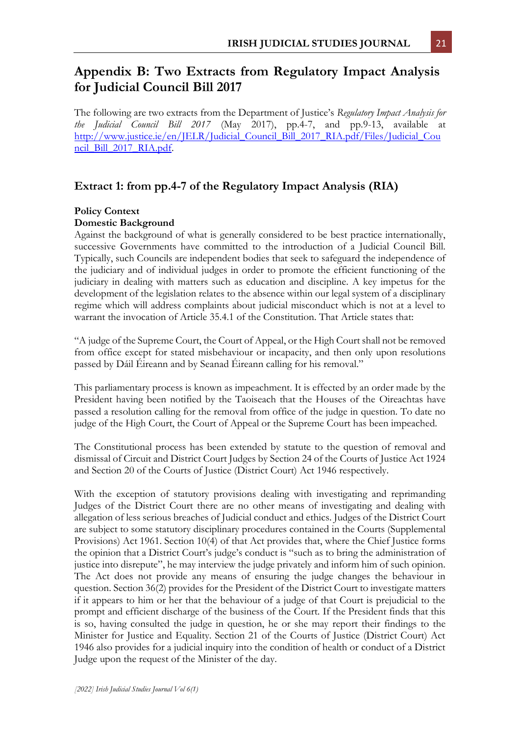## Appendix B: Two Extracts from Regulatory Impact Analysis for Judicial Council Bill 2017

The following are two extracts from the Department of Justice's *Regulatory Impact Analysis for the Judicial Council Bill 2017* (May 2017), pp.4-7, and pp.9-13, available at [http://www.justice.ie/en/JELR/Judicial_Council_Bill_2017_RIA.pdf/Files/Judicial_Council_Bill_2017_RIA.pdf](http://www.justice.ie/en/JELR/Judicial_Council_Bill_2017_RIA.pdf/Files/Judicial_Council_Bill_2017_RIA.pdf).

### Extract 1: from pp.4-7 of the Regulatory Impact Analysis (RIA)

**Policy Context**
**Domestic Background**
Against the background of what is generally considered to be best practice internationally, successive Governments have committed to the introduction of a Judicial Council Bill. Typically, such Councils are independent bodies that seek to safeguard the independence of the judiciary and of individual judges in order to promote the efficient functioning of the judiciary in dealing with matters such as education and discipline. A key impetus for the development of the legislation relates to the absence within our legal system of a disciplinary regime which will address complaints about judicial misconduct which is not at a level to warrant the invocation of Article 35.4.1 of the Constitution. That Article states that:

"A judge of the Supreme Court, the Court of Appeal, or the High Court shall not be removed from office except for stated misbehaviour or incapacity, and then only upon resolutions passed by Dáil Éireann and by Seanad Éireann calling for his removal."

This parliamentary process is known as impeachment. It is effected by an order made by the President having been notified by the Taoiseach that the Houses of the Oireachtas have passed a resolution calling for the removal from office of the judge in question. To date no judge of the High Court, the Court of Appeal or the Supreme Court has been impeached.

The Constitutional process has been extended by statute to the question of removal and dismissal of Circuit and District Court Judges by Section 24 of the Courts of Justice Act 1924 and Section 20 of the Courts of Justice (District Court) Act 1946 respectively.

With the exception of statutory provisions dealing with investigating and reprimanding Judges of the District Court there are no other means of investigating and dealing with allegation of less serious breaches of Judicial conduct and ethics. Judges of the District Court are subject to some statutory disciplinary procedures contained in the Courts (Supplemental Provisions) Act 1961. Section 10(4) of that Act provides that, where the Chief Justice forms the opinion that a District Court's judge's conduct is "such as to bring the administration of justice into disrepute", he may interview the judge privately and inform him of such opinion. The Act does not provide any means of ensuring the judge changes the behaviour in question. Section 36(2) provides for the President of the District Court to investigate matters if it appears to him or her that the behaviour of a judge of that Court is prejudicial to the prompt and efficient discharge of the business of the Court. If the President finds that this is so, having consulted the judge in question, he or she may report their findings to the Minister for Justice and Equality. Section 21 of the Courts of Justice (District Court) Act 1946 also provides for a judicial inquiry into the condition of health or conduct of a District Judge upon the request of the Minister of the day.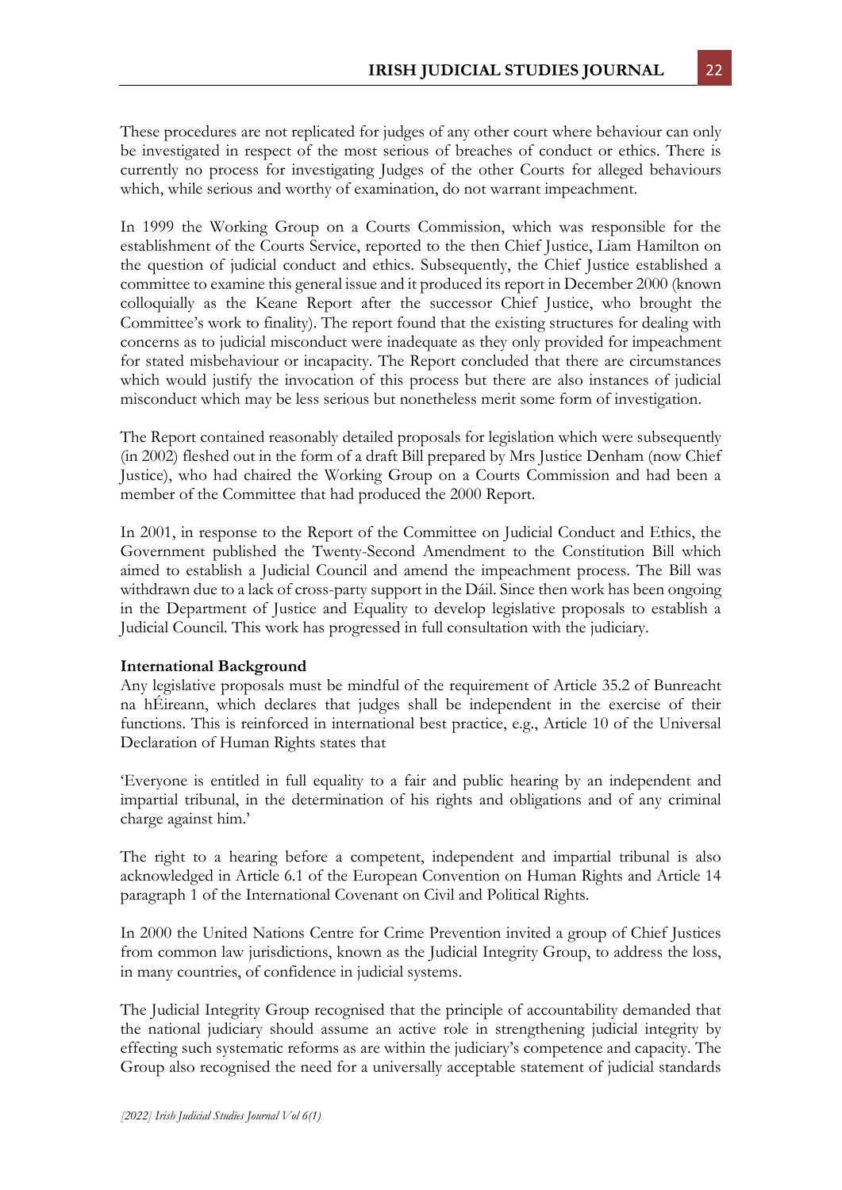These procedures are not replicated for judges of any other court where behaviour can only be investigated in respect of the most serious of breaches of conduct or ethics. There is currently no process for investigating Judges of the other Courts for alleged behaviours which, while serious and worthy of examination, do not warrant impeachment.

In 1999 the Working Group on a Courts Commission, which was responsible for the establishment of the Courts Service, reported to the then Chief Justice, Liam Hamilton on the question of judicial conduct and ethics. Subsequently, the Chief Justice established a committee to examine this general issue and it produced its report in December 2000 (known colloquially as the Keane Report after the successor Chief Justice, who brought the Committee's work to finality). The report found that the existing structures for dealing with concerns as to judicial misconduct were inadequate as they only provided for impeachment for stated misbehaviour or incapacity. The Report concluded that there are circumstances which would justify the invocation of this process but there are also instances of judicial misconduct which may be less serious but nonetheless merit some form of investigation.

The Report contained reasonably detailed proposals for legislation which were subsequently (in 2002) fleshed out in the form of a draft Bill prepared by Mrs Justice Denham (now Chief Justice), who had chaired the Working Group on a Courts Commission and had been a member of the Committee that had produced the 2000 Report.

In 2001, in response to the Report of the Committee on Judicial Conduct and Ethics, the Government published the Twenty-Second Amendment to the Constitution Bill which aimed to establish a Judicial Council and amend the impeachment process. The Bill was withdrawn due to a lack of cross-party support in the Dáil. Since then work has been ongoing in the Department of Justice and Equality to develop legislative proposals to establish a Judicial Council. This work has progressed in full consultation with the judiciary.

**International Background**

Any legislative proposals must be mindful of the requirement of Article 35.2 of Bunreacht na hÉireann, which declares that judges shall be independent in the exercise of their functions. This is reinforced in international best practice, e.g., Article 10 of the Universal Declaration of Human Rights states that

'Everyone is entitled in full equality to a fair and public hearing by an independent and impartial tribunal, in the determination of his rights and obligations and of any criminal charge against him.'

The right to a hearing before a competent, independent and impartial tribunal is also acknowledged in Article 6.1 of the European Convention on Human Rights and Article 14 paragraph 1 of the International Covenant on Civil and Political Rights.

In 2000 the United Nations Centre for Crime Prevention invited a group of Chief Justices from common law jurisdictions, known as the Judicial Integrity Group, to address the loss, in many countries, of confidence in judicial systems.

The Judicial Integrity Group recognised that the principle of accountability demanded that the national judiciary should assume an active role in strengthening judicial integrity by effecting such systematic reforms as are within the judiciary's competence and capacity. The Group also recognised the need for a universally acceptable statement of judicial standards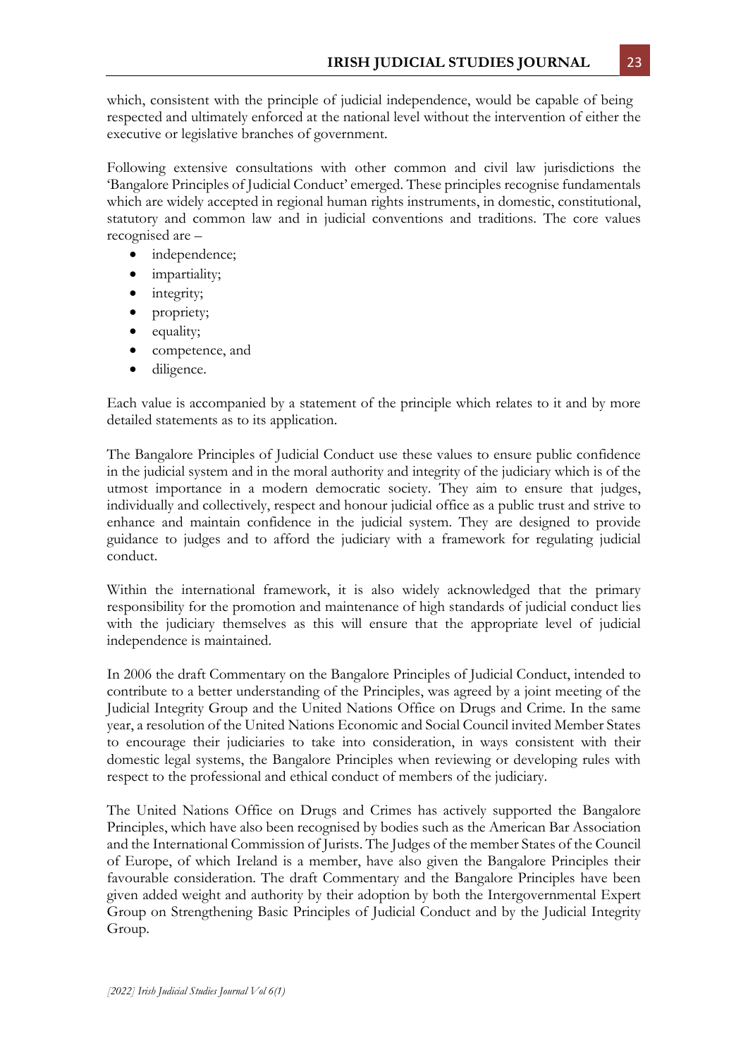which, consistent with the principle of judicial independence, would be capable of being respected and ultimately enforced at the national level without the intervention of either the executive or legislative branches of government.

Following extensive consultations with other common and civil law jurisdictions the 'Bangalore Principles of Judicial Conduct' emerged. These principles recognise fundamentals which are widely accepted in regional human rights instruments, in domestic, constitutional, statutory and common law and in judicial conventions and traditions. The core values recognised are –

- independence;
- impartiality;
- integrity;
- propriety;
- equality;
- competence, and
- diligence.

Each value is accompanied by a statement of the principle which relates to it and by more detailed statements as to its application.

The Bangalore Principles of Judicial Conduct use these values to ensure public confidence in the judicial system and in the moral authority and integrity of the judiciary which is of the utmost importance in a modern democratic society. They aim to ensure that judges, individually and collectively, respect and honour judicial office as a public trust and strive to enhance and maintain confidence in the judicial system. They are designed to provide guidance to judges and to afford the judiciary with a framework for regulating judicial conduct.

Within the international framework, it is also widely acknowledged that the primary responsibility for the promotion and maintenance of high standards of judicial conduct lies with the judiciary themselves as this will ensure that the appropriate level of judicial independence is maintained.

In 2006 the draft Commentary on the Bangalore Principles of Judicial Conduct, intended to contribute to a better understanding of the Principles, was agreed by a joint meeting of the Judicial Integrity Group and the United Nations Office on Drugs and Crime. In the same year, a resolution of the United Nations Economic and Social Council invited Member States to encourage their judiciaries to take into consideration, in ways consistent with their domestic legal systems, the Bangalore Principles when reviewing or developing rules with respect to the professional and ethical conduct of members of the judiciary.

The United Nations Office on Drugs and Crimes has actively supported the Bangalore Principles, which have also been recognised by bodies such as the American Bar Association and the International Commission of Jurists. The Judges of the member States of the Council of Europe, of which Ireland is a member, have also given the Bangalore Principles their favourable consideration. The draft Commentary and the Bangalore Principles have been given added weight and authority by their adoption by both the Intergovernmental Expert Group on Strengthening Basic Principles of Judicial Conduct and by the Judicial Integrity Group.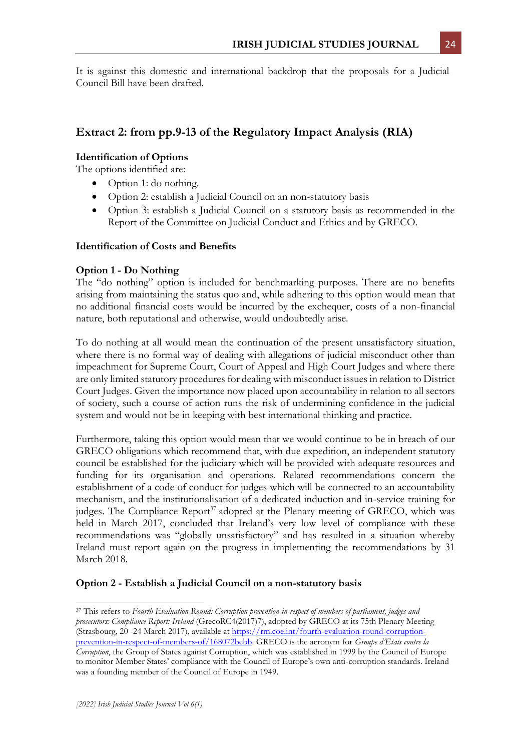It is against this domestic and international backdrop that the proposals for a Judicial Council Bill have been drafted.

## Extract 2: from pp.9-13 of the Regulatory Impact Analysis (RIA)

**Identification of Options**

The options identified are:

- Option 1: do nothing.
- Option 2: establish a Judicial Council on an non-statutory basis
- Option 3: establish a Judicial Council on a statutory basis as recommended in the Report of the Committee on Judicial Conduct and Ethics and by GRECO.

**Identification of Costs and Benefits**

**Option 1 - Do Nothing**

The "do nothing" option is included for benchmarking purposes. There are no benefits arising from maintaining the status quo and, while adhering to this option would mean that no additional financial costs would be incurred by the exchequer, costs of a non-financial nature, both reputational and otherwise, would undoubtedly arise.

To do nothing at all would mean the continuation of the present unsatisfactory situation, where there is no formal way of dealing with allegations of judicial misconduct other than impeachment for Supreme Court, Court of Appeal and High Court Judges and where there are only limited statutory procedures for dealing with misconduct issues in relation to District Court Judges. Given the importance now placed upon accountability in relation to all sectors of society, such a course of action runs the risk of undermining confidence in the judicial system and would not be in keeping with best international thinking and practice.

Furthermore, taking this option would mean that we would continue to be in breach of our GRECO obligations which recommend that, with due expedition, an independent statutory council be established for the judiciary which will be provided with adequate resources and funding for its organisation and operations. Related recommendations concern the establishment of a code of conduct for judges which will be connected to an accountability mechanism, and the institutionalisation of a dedicated induction and in-service training for judges. The Compliance Report[37] adopted at the Plenary meeting of GRECO, which was held in March 2017, concluded that Ireland's very low level of compliance with these recommendations was "globally unsatisfactory" and has resulted in a situation whereby Ireland must report again on the progress in implementing the recommendations by 31 March 2018.

**Option 2 - Establish a Judicial Council on a non-statutory basis**

[37] This refers to *Fourth Evaluation Round: Corruption prevention in respect of members of parliament, judges and prosecutors: Compliance Report: Ireland* (GrecoRC4(2017)7), adopted by GRECO at its 75th Plenary Meeting (Strasbourg, 20 -24 March 2017), available at https://rm.coe.int/fourth-evaluation-round-corruption-prevention-in-respect-of-members-of/168072bebb. GRECO is the acronym for *Groupe d'Etats contre la Corruption*, the Group of States against Corruption, which was established in 1999 by the Council of Europe to monitor Member States' compliance with the Council of Europe's own anti-corruption standards. Ireland was a founding member of the Council of Europe in 1949.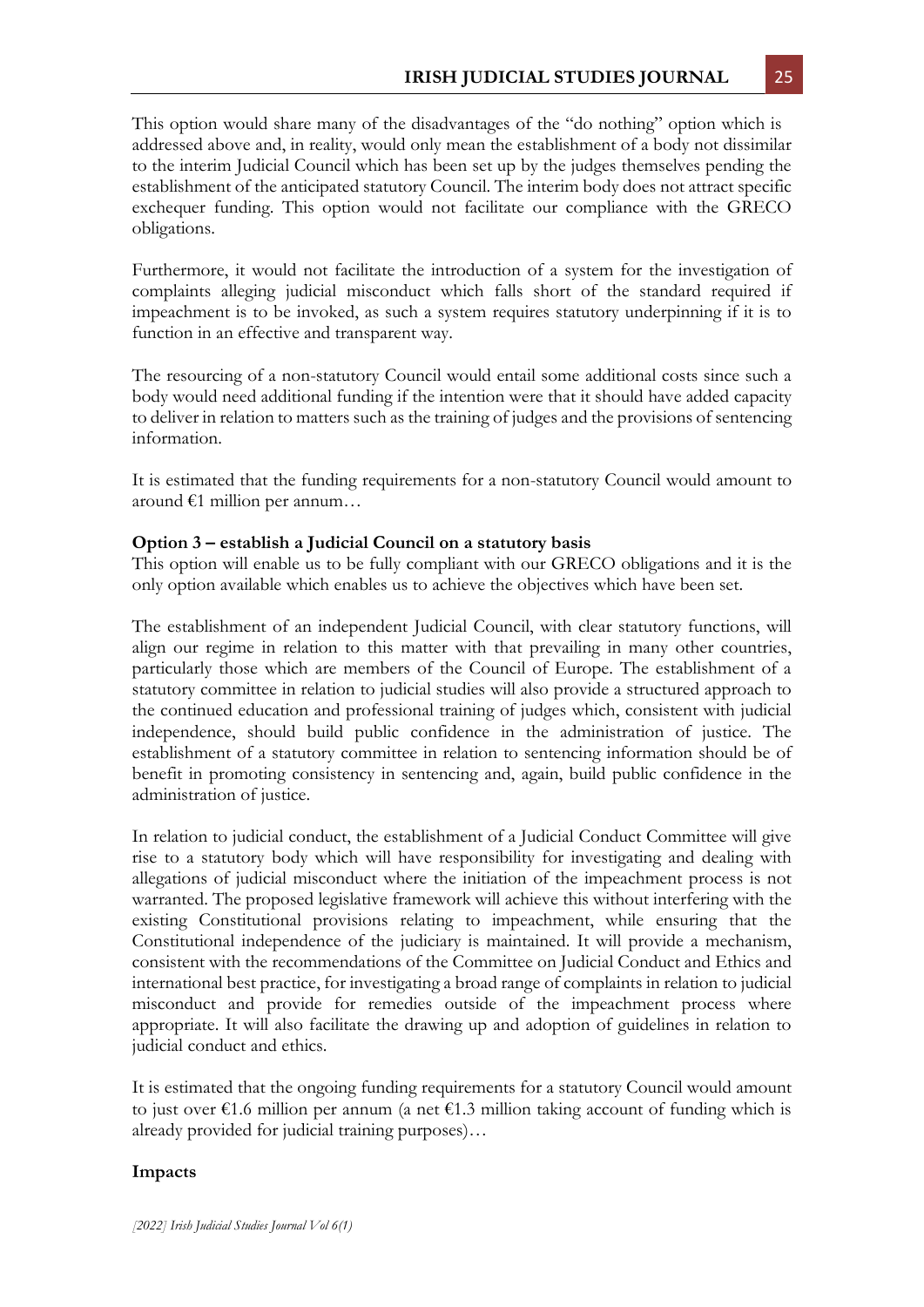This option would share many of the disadvantages of the "do nothing" option which is addressed above and, in reality, would only mean the establishment of a body not dissimilar to the interim Judicial Council which has been set up by the judges themselves pending the establishment of the anticipated statutory Council. The interim body does not attract specific exchequer funding. This option would not facilitate our compliance with the GRECO obligations.

Furthermore, it would not facilitate the introduction of a system for the investigation of complaints alleging judicial misconduct which falls short of the standard required if impeachment is to be invoked, as such a system requires statutory underpinning if it is to function in an effective and transparent way.

The resourcing of a non-statutory Council would entail some additional costs since such a body would need additional funding if the intention were that it should have added capacity to deliver in relation to matters such as the training of judges and the provisions of sentencing information.

It is estimated that the funding requirements for a non-statutory Council would amount to around €1 million per annum…

**Option 3 – establish a Judicial Council on a statutory basis**

This option will enable us to be fully compliant with our GRECO obligations and it is the only option available which enables us to achieve the objectives which have been set.

The establishment of an independent Judicial Council, with clear statutory functions, will align our regime in relation to this matter with that prevailing in many other countries, particularly those which are members of the Council of Europe. The establishment of a statutory committee in relation to judicial studies will also provide a structured approach to the continued education and professional training of judges which, consistent with judicial independence, should build public confidence in the administration of justice. The establishment of a statutory committee in relation to sentencing information should be of benefit in promoting consistency in sentencing and, again, build public confidence in the administration of justice.

In relation to judicial conduct, the establishment of a Judicial Conduct Committee will give rise to a statutory body which will have responsibility for investigating and dealing with allegations of judicial misconduct where the initiation of the impeachment process is not warranted. The proposed legislative framework will achieve this without interfering with the existing Constitutional provisions relating to impeachment, while ensuring that the Constitutional independence of the judiciary is maintained. It will provide a mechanism, consistent with the recommendations of the Committee on Judicial Conduct and Ethics and international best practice, for investigating a broad range of complaints in relation to judicial misconduct and provide for remedies outside of the impeachment process where appropriate. It will also facilitate the drawing up and adoption of guidelines in relation to judicial conduct and ethics.

It is estimated that the ongoing funding requirements for a statutory Council would amount to just over €1.6 million per annum (a net €1.3 million taking account of funding which is already provided for judicial training purposes)…

**Impacts**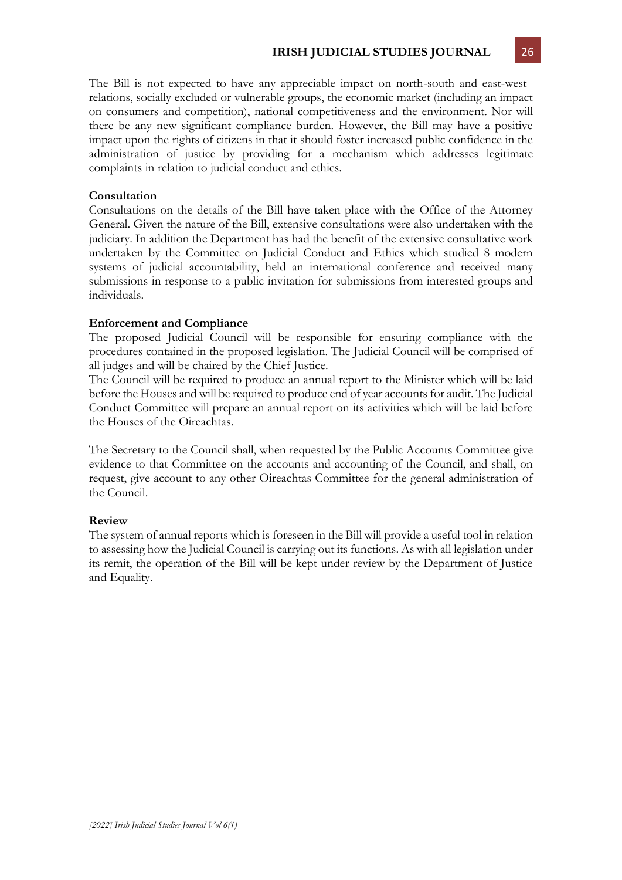The Bill is not expected to have any appreciable impact on north-south and east-west relations, socially excluded or vulnerable groups, the economic market (including an impact on consumers and competition), national competitiveness and the environment. Nor will there be any new significant compliance burden. However, the Bill may have a positive impact upon the rights of citizens in that it should foster increased public confidence in the administration of justice by providing for a mechanism which addresses legitimate complaints in relation to judicial conduct and ethics.

**Consultation**

Consultations on the details of the Bill have taken place with the Office of the Attorney General. Given the nature of the Bill, extensive consultations were also undertaken with the judiciary. In addition the Department has had the benefit of the extensive consultative work undertaken by the Committee on Judicial Conduct and Ethics which studied 8 modern systems of judicial accountability, held an international conference and received many submissions in response to a public invitation for submissions from interested groups and individuals.

**Enforcement and Compliance**

The proposed Judicial Council will be responsible for ensuring compliance with the procedures contained in the proposed legislation. The Judicial Council will be comprised of all judges and will be chaired by the Chief Justice.

The Council will be required to produce an annual report to the Minister which will be laid before the Houses and will be required to produce end of year accounts for audit. The Judicial Conduct Committee will prepare an annual report on its activities which will be laid before the Houses of the Oireachtas.

The Secretary to the Council shall, when requested by the Public Accounts Committee give evidence to that Committee on the accounts and accounting of the Council, and shall, on request, give account to any other Oireachtas Committee for the general administration of the Council.

**Review**

The system of annual reports which is foreseen in the Bill will provide a useful tool in relation to assessing how the Judicial Council is carrying out its functions. As with all legislation under its remit, the operation of the Bill will be kept under review by the Department of Justice and Equality.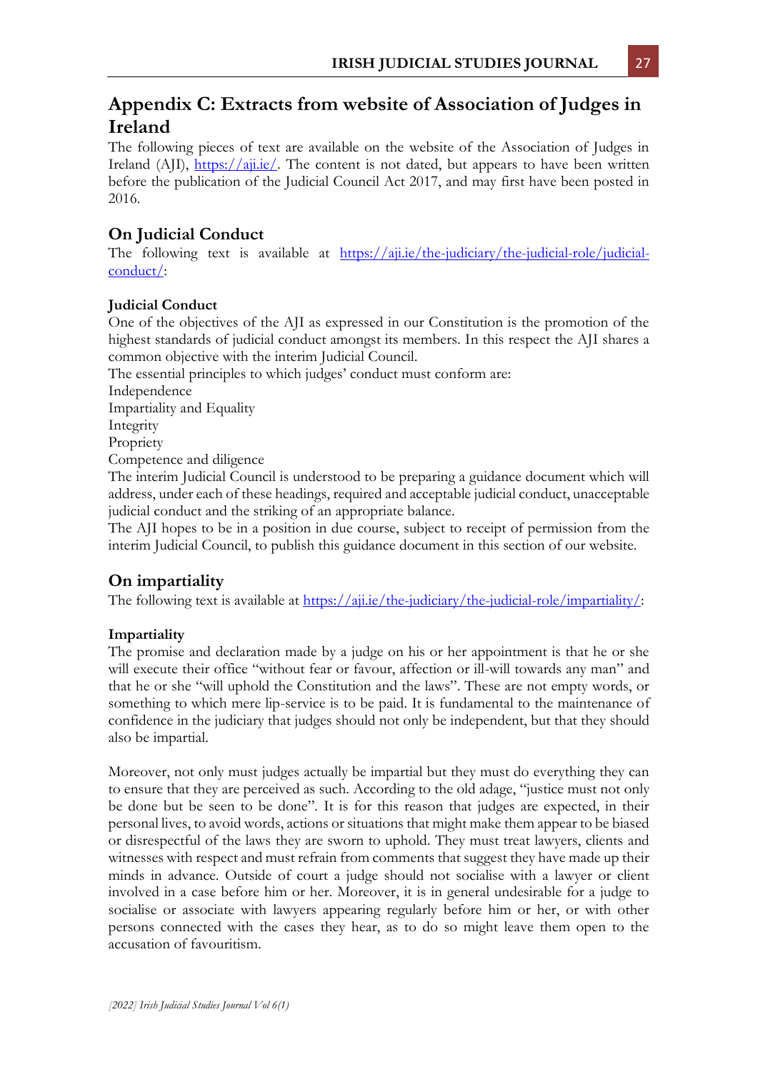## Appendix C: Extracts from website of Association of Judges in Ireland

The following pieces of text are available on the website of the Association of Judges in Ireland (AJI), [https://aji.ie/](https://aji.ie/). The content is not dated, but appears to have been written before the publication of the Judicial Council Act 2017, and may first have been posted in 2016.

### On Judicial Conduct

The following text is available at [https://aji.ie/the-judiciary/the-judicial-role/judicial-conduct/](https://aji.ie/the-judiciary/the-judicial-role/judicial-conduct/):

**Judicial Conduct**

One of the objectives of the AJI as expressed in our Constitution is the promotion of the highest standards of judicial conduct amongst its members. In this respect the AJI shares a common objective with the interim Judicial Council.

The essential principles to which judges' conduct must conform are:

Independence

Impartiality and Equality

Integrity

Propriety

Competence and diligence

The interim Judicial Council is understood to be preparing a guidance document which will address, under each of these headings, required and acceptable judicial conduct, unacceptable judicial conduct and the striking of an appropriate balance.

The AJI hopes to be in a position in due course, subject to receipt of permission from the interim Judicial Council, to publish this guidance document in this section of our website.

### On impartiality

The following text is available at [https://aji.ie/the-judiciary/the-judicial-role/impartiality/](https://aji.ie/the-judiciary/the-judicial-role/impartiality/):

**Impartiality**

The promise and declaration made by a judge on his or her appointment is that he or she will execute their office "without fear or favour, affection or ill-will towards any man" and that he or she "will uphold the Constitution and the laws". These are not empty words, or something to which mere lip-service is to be paid. It is fundamental to the maintenance of confidence in the judiciary that judges should not only be independent, but that they should also be impartial.

Moreover, not only must judges actually be impartial but they must do everything they can to ensure that they are perceived as such. According to the old adage, "justice must not only be done but be seen to be done". It is for this reason that judges are expected, in their personal lives, to avoid words, actions or situations that might make them appear to be biased or disrespectful of the laws they are sworn to uphold. They must treat lawyers, clients and witnesses with respect and must refrain from comments that suggest they have made up their minds in advance. Outside of court a judge should not socialise with a lawyer or client involved in a case before him or her. Moreover, it is in general undesirable for a judge to socialise or associate with lawyers appearing regularly before him or her, or with other persons connected with the cases they hear, as to do so might leave them open to the accusation of favouritism.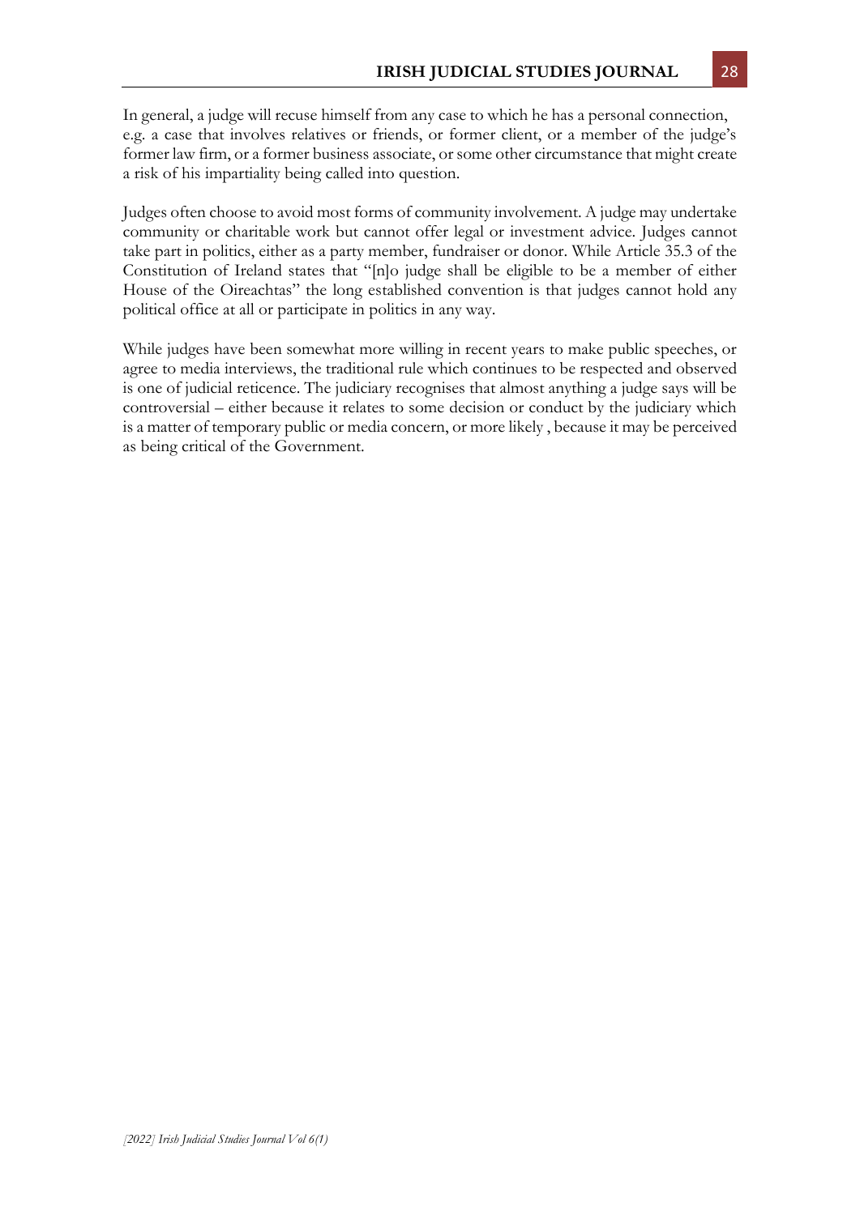In general, a judge will recuse himself from any case to which he has a personal connection, e.g. a case that involves relatives or friends, or former client, or a member of the judge's former law firm, or a former business associate, or some other circumstance that might create a risk of his impartiality being called into question.

Judges often choose to avoid most forms of community involvement. A judge may undertake community or charitable work but cannot offer legal or investment advice. Judges cannot take part in politics, either as a party member, fundraiser or donor. While Article 35.3 of the Constitution of Ireland states that "[n]o judge shall be eligible to be a member of either House of the Oireachtas" the long established convention is that judges cannot hold any political office at all or participate in politics in any way.

While judges have been somewhat more willing in recent years to make public speeches, or agree to media interviews, the traditional rule which continues to be respected and observed is one of judicial reticence. The judiciary recognises that almost anything a judge says will be controversial – either because it relates to some decision or conduct by the judiciary which is a matter of temporary public or media concern, or more likely , because it may be perceived as being critical of the Government.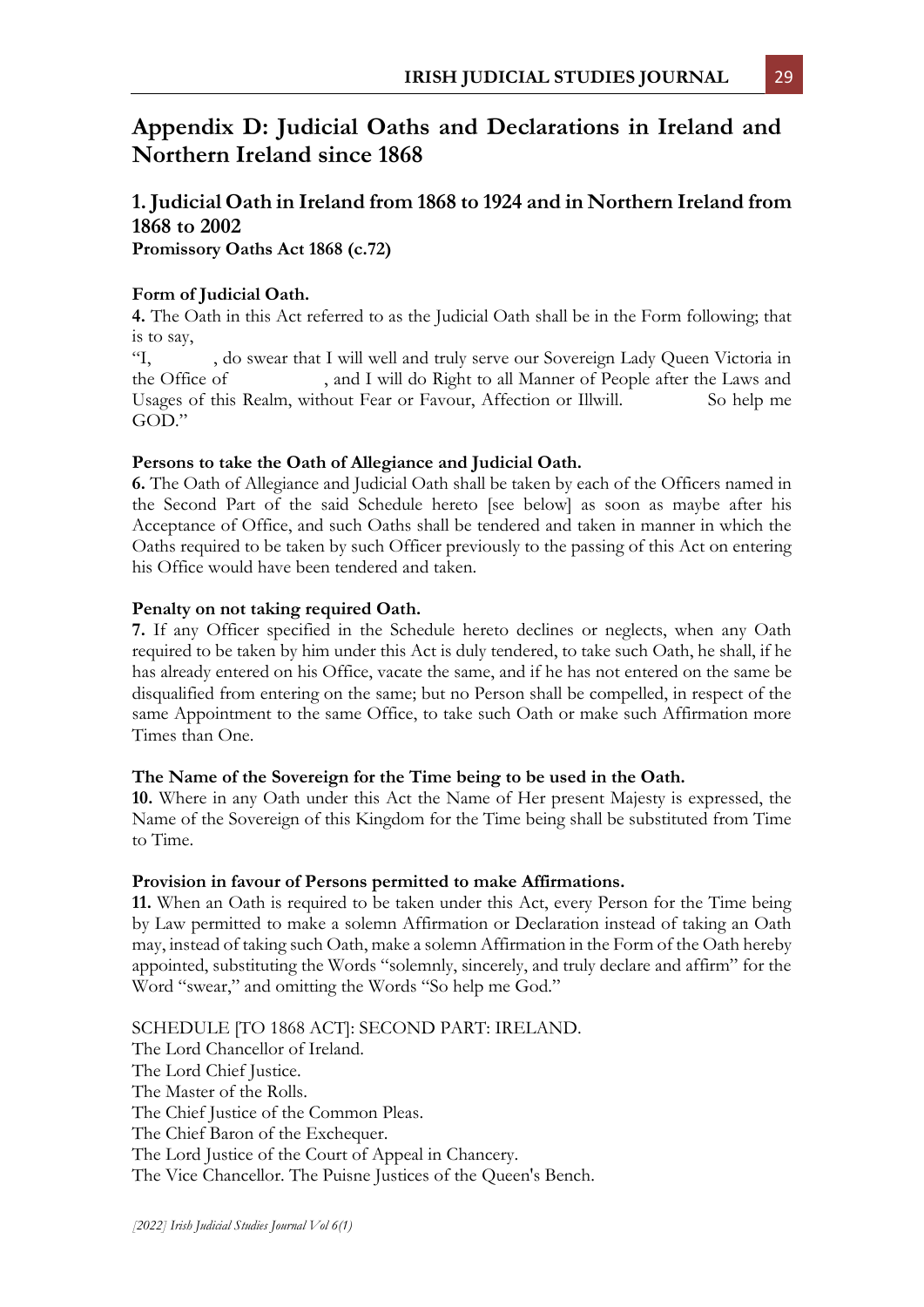# Appendix D: Judicial Oaths and Declarations in Ireland and Northern Ireland since 1868

## 1. Judicial Oath in Ireland from 1868 to 1924 and in Northern Ireland from 1868 to 2002

**Promissory Oaths Act 1868 (c.72)**

**Form of Judicial Oath.**

**4.** The Oath in this Act referred to as the Judicial Oath shall be in the Form following; that is to say,

"I, , do swear that I will well and truly serve our Sovereign Lady Queen Victoria in the Office of , and I will do Right to all Manner of People after the Laws and Usages of this Realm, without Fear or Favour, Affection or Illwill. So help me GOD."

**Persons to take the Oath of Allegiance and Judicial Oath.**

**6.** The Oath of Allegiance and Judicial Oath shall be taken by each of the Officers named in the Second Part of the said Schedule hereto [see below] as soon as maybe after his Acceptance of Office, and such Oaths shall be tendered and taken in manner in which the Oaths required to be taken by such Officer previously to the passing of this Act on entering his Office would have been tendered and taken.

**Penalty on not taking required Oath.**

**7.** If any Officer specified in the Schedule hereto declines or neglects, when any Oath required to be taken by him under this Act is duly tendered, to take such Oath, he shall, if he has already entered on his Office, vacate the same, and if he has not entered on the same be disqualified from entering on the same; but no Person shall be compelled, in respect of the same Appointment to the same Office, to take such Oath or make such Affirmation more Times than One.

**The Name of the Sovereign for the Time being to be used in the Oath.**

**10.** Where in any Oath under this Act the Name of Her present Majesty is expressed, the Name of the Sovereign of this Kingdom for the Time being shall be substituted from Time to Time.

**Provision in favour of Persons permitted to make Affirmations.**

**11.** When an Oath is required to be taken under this Act, every Person for the Time being by Law permitted to make a solemn Affirmation or Declaration instead of taking an Oath may, instead of taking such Oath, make a solemn Affirmation in the Form of the Oath hereby appointed, substituting the Words "solemnly, sincerely, and truly declare and affirm" for the Word "swear," and omitting the Words "So help me God."

SCHEDULE [TO 1868 ACT]: SECOND PART: IRELAND.

The Lord Chancellor of Ireland.
The Lord Chief Justice.
The Master of the Rolls.
The Chief Justice of the Common Pleas.
The Chief Baron of the Exchequer.
The Lord Justice of the Court of Appeal in Chancery.
The Vice Chancellor. The Puisne Justices of the Queen's Bench.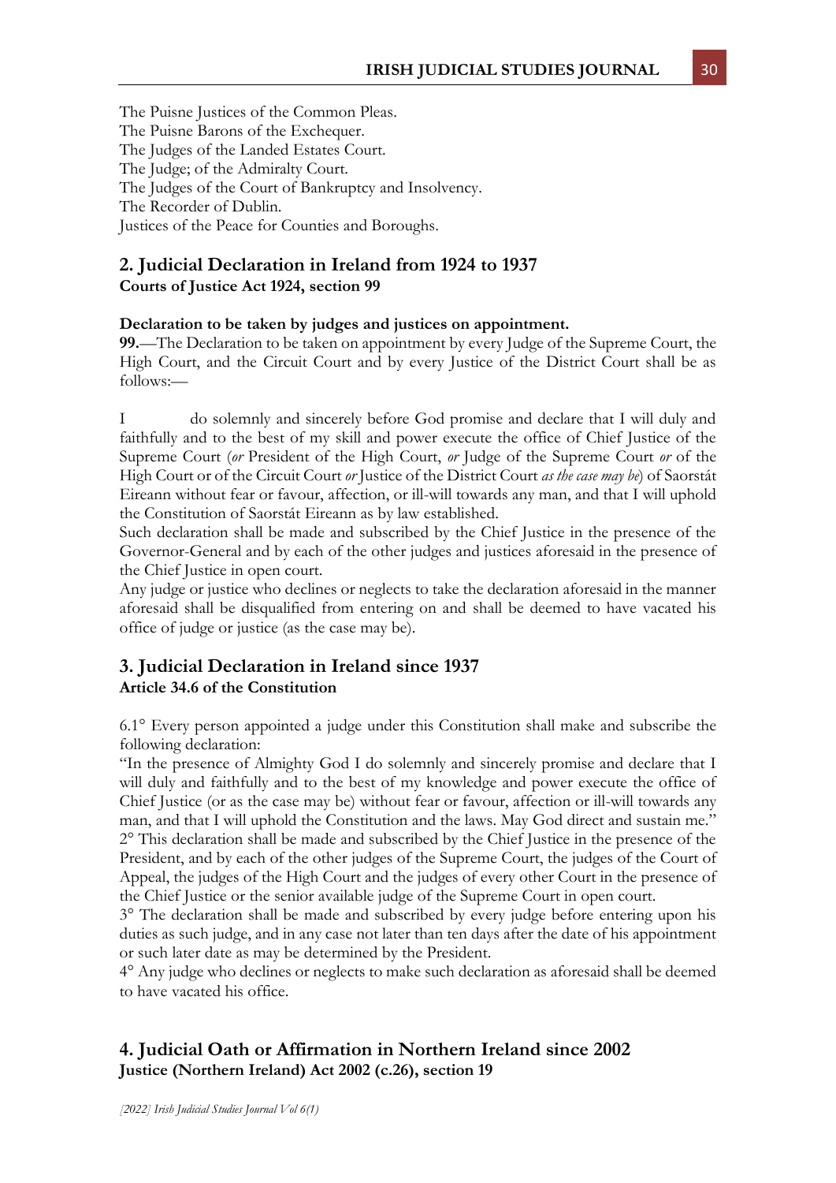The Puisne Justices of the Common Pleas.
The Puisne Barons of the Exchequer.
The Judges of the Landed Estates Court.
The Judge; of the Admiralty Court.
The Judges of the Court of Bankruptcy and Insolvency.
The Recorder of Dublin.
Justices of the Peace for Counties and Boroughs.

## 2. Judicial Declaration in Ireland from 1924 to 1937

**Courts of Justice Act 1924, section 99**

**Declaration to be taken by judges and justices on appointment.**

**99.**—The Declaration to be taken on appointment by every Judge of the Supreme Court, the High Court, and the Circuit Court and by every Justice of the District Court shall be as follows:—

I        do solemnly and sincerely before God promise and declare that I will duly and faithfully and to the best of my skill and power execute the office of Chief Justice of the Supreme Court (*or* President of the High Court, *or* Judge of the Supreme Court *or* of the High Court or of the Circuit Court *or* Justice of the District Court *as the case may be*) of Saorstát Eireann without fear or favour, affection, or ill-will towards any man, and that I will uphold the Constitution of Saorstát Eireann as by law established.

Such declaration shall be made and subscribed by the Chief Justice in the presence of the Governor-General and by each of the other judges and justices aforesaid in the presence of the Chief Justice in open court.

Any judge or justice who declines or neglects to take the declaration aforesaid in the manner aforesaid shall be disqualified from entering on and shall be deemed to have vacated his office of judge or justice (as the case may be).

## 3. Judicial Declaration in Ireland since 1937

**Article 34.6 of the Constitution**

6.1° Every person appointed a judge under this Constitution shall make and subscribe the following declaration:

"In the presence of Almighty God I do solemnly and sincerely promise and declare that I will duly and faithfully and to the best of my knowledge and power execute the office of Chief Justice (or as the case may be) without fear or favour, affection or ill-will towards any man, and that I will uphold the Constitution and the laws. May God direct and sustain me."

2° This declaration shall be made and subscribed by the Chief Justice in the presence of the President, and by each of the other judges of the Supreme Court, the judges of the Court of Appeal, the judges of the High Court and the judges of every other Court in the presence of the Chief Justice or the senior available judge of the Supreme Court in open court.

3° The declaration shall be made and subscribed by every judge before entering upon his duties as such judge, and in any case not later than ten days after the date of his appointment or such later date as may be determined by the President.

4° Any judge who declines or neglects to make such declaration as aforesaid shall be deemed to have vacated his office.

## 4. Judicial Oath or Affirmation in Northern Ireland since 2002

**Justice (Northern Ireland) Act 2002 (c.26), section 19**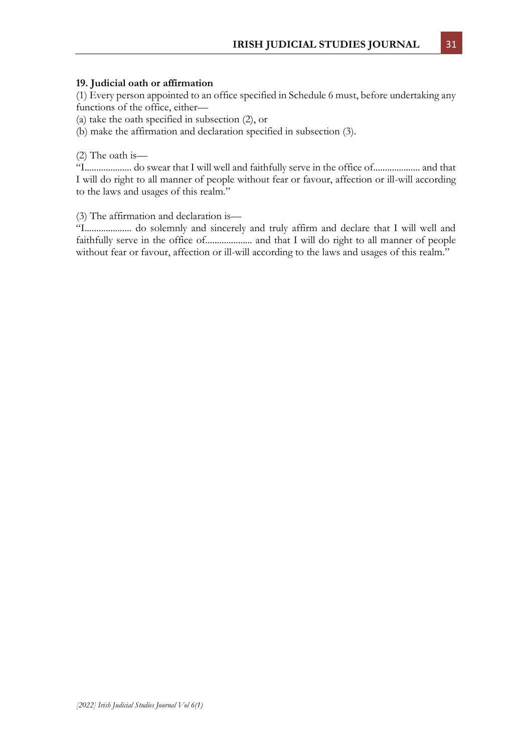**19. Judicial oath or affirmation**

(1) Every person appointed to an office specified in Schedule 6 must, before undertaking any functions of the office, either—

(a) take the oath specified in subsection (2), or

(b) make the affirmation and declaration specified in subsection (3).

(2) The oath is—

"I.................... do swear that I will well and faithfully serve in the office of.................... and that I will do right to all manner of people without fear or favour, affection or ill-will according to the laws and usages of this realm."

(3) The affirmation and declaration is—

"I.................... do solemnly and sincerely and truly affirm and declare that I will well and faithfully serve in the office of.................... and that I will do right to all manner of people without fear or favour, affection or ill-will according to the laws and usages of this realm."